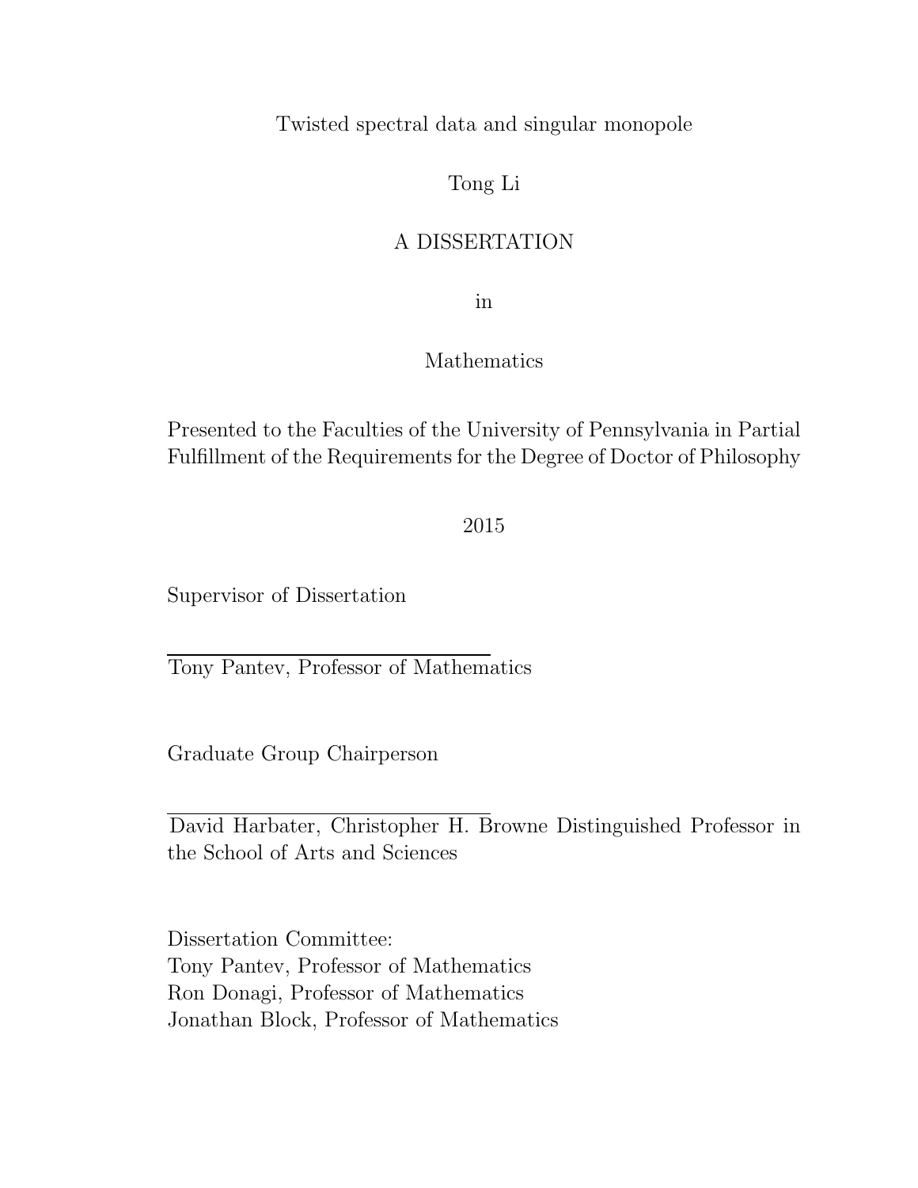# Twisted spectral data and singular monopole

Tong Li

A DISSERTATION

in

Mathematics

Presented to the Faculties of the University of Pennsylvania in Partial Fulfillment of the Requirements for the Degree of Doctor of Philosophy

2015

Supervisor of Dissertation

---

Tony Pantev, Professor of Mathematics

Graduate Group Chairperson

---

David Harbater, Christopher H. Browne Distinguished Professor in the School of Arts and Sciences

Dissertation Committee:
Tony Pantev, Professor of Mathematics
Ron Donagi, Professor of Mathematics
Jonathan Block, Professor of Mathematics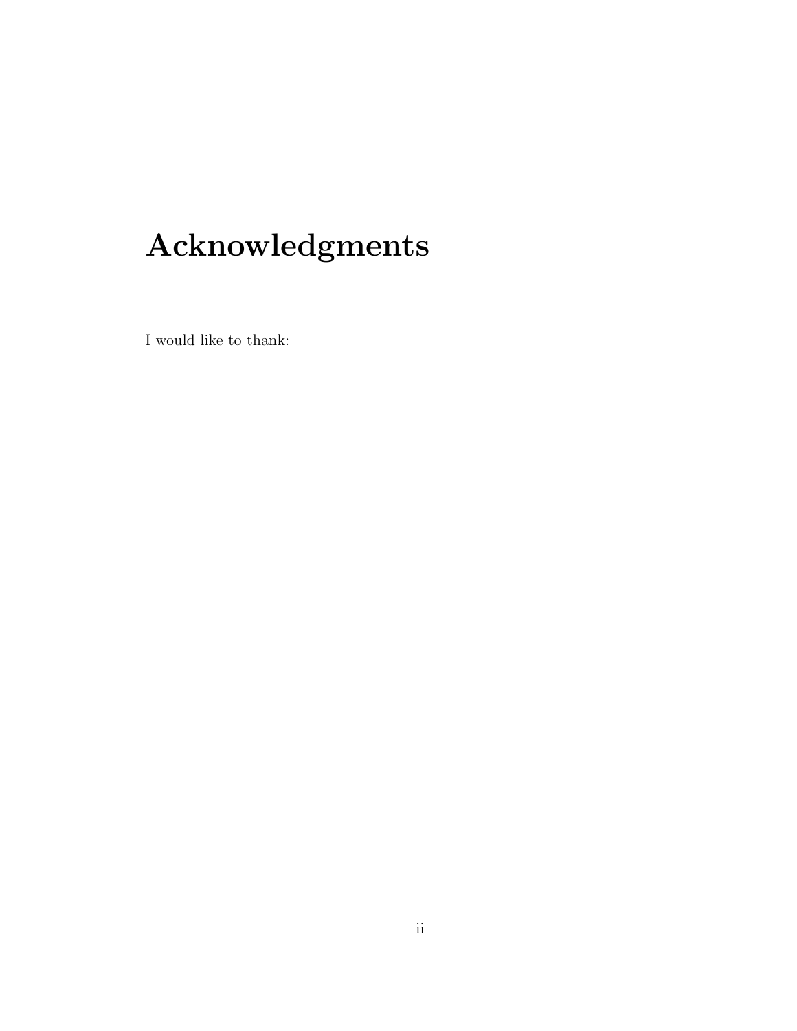# Acknowledgments

I would like to thank: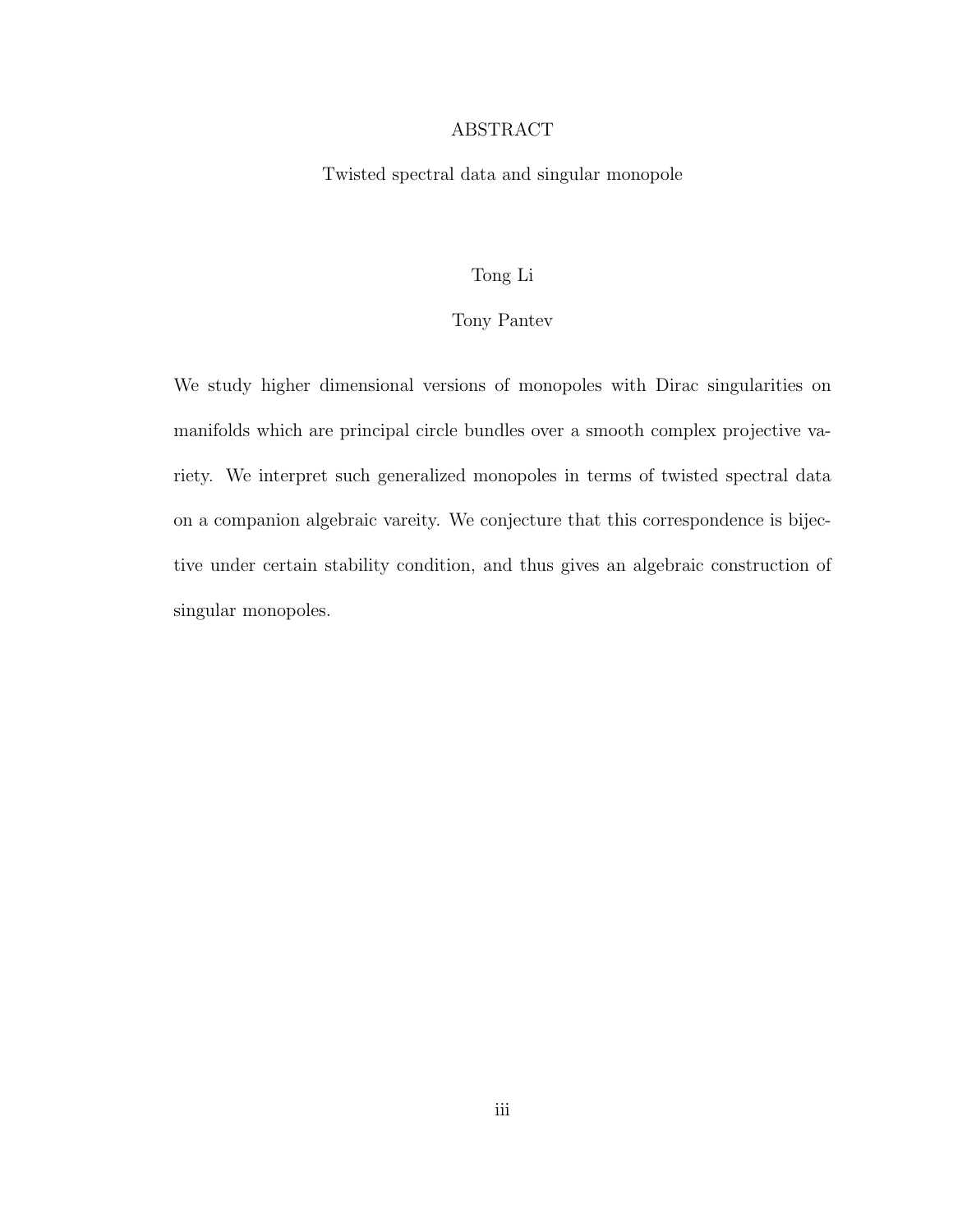# ABSTRACT

Twisted spectral data and singular monopole

Tong Li

Tony Pantev

We study higher dimensional versions of monopoles with Dirac singularities on manifolds which are principal circle bundles over a smooth complex projective variety. We interpret such generalized monopoles in terms of twisted spectral data on a companion algebraic vareity. We conjecture that this correspondence is bijective under certain stability condition, and thus gives an algebraic construction of singular monopoles.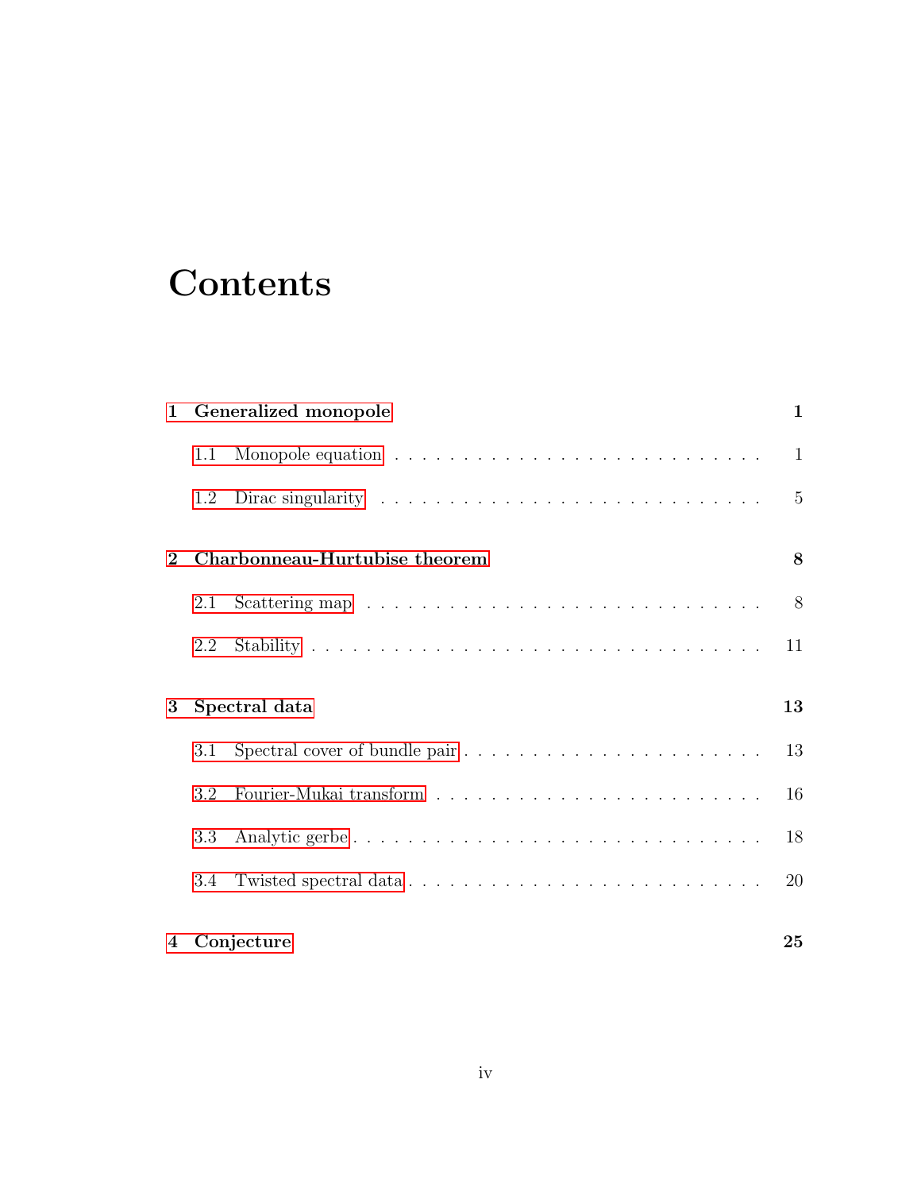# Contents

**1 Generalized monopole** **1**

- 1.1 Monopole equation . . . . . . . . . . . . . . . . . . . . . . . . . . . 1
- 1.2 Dirac singularity . . . . . . . . . . . . . . . . . . . . . . . . . . . 5

**2 Charbonneau-Hurtubise theorem** **8**

- 2.1 Scattering map . . . . . . . . . . . . . . . . . . . . . . . . . . . 8
- 2.2 Stability . . . . . . . . . . . . . . . . . . . . . . . . . . . . . . 11

**3 Spectral data** **13**

- 3.1 Spectral cover of bundle pair . . . . . . . . . . . . . . . . . . . . . 13
- 3.2 Fourier-Mukai transform . . . . . . . . . . . . . . . . . . . . . . . 16
- 3.3 Analytic gerbe . . . . . . . . . . . . . . . . . . . . . . . . . . . . 18
- 3.4 Twisted spectral data . . . . . . . . . . . . . . . . . . . . . . . . . 20

**4 Conjecture** **25**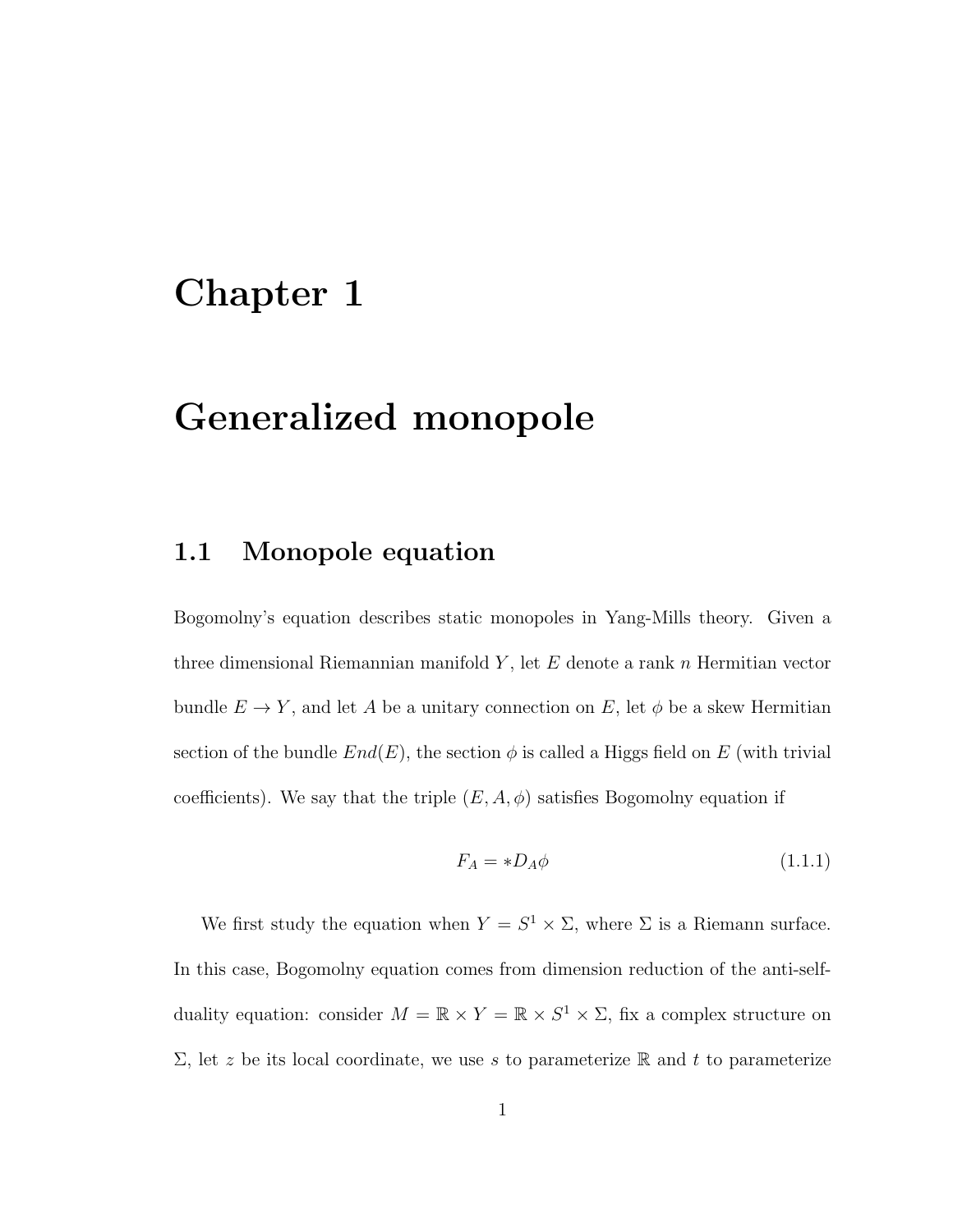# Chapter 1

# Generalized monopole

## 1.1 Monopole equation

Bogomolny's equation describes static monopoles in Yang-Mills theory. Given a three dimensional Riemannian manifold $Y$, let $E$ denote a rank $n$ Hermitian vector bundle $E \to Y$, and let $A$ be a unitary connection on $E$, let $\phi$ be a skew Hermitian section of the bundle $End(E)$, the section $\phi$ is called a Higgs field on $E$ (with trivial coefficients). We say that the triple $(E, A, \phi)$ satisfies Bogomolny equation if

$$F_A = *D_A \phi \tag{1.1.1}$$

We first study the equation when $Y = S^1 \times \Sigma$, where $\Sigma$ is a Riemann surface. In this case, Bogomolny equation comes from dimension reduction of the anti-self-duality equation: consider $M = \mathbb{R} \times Y = \mathbb{R} \times S^1 \times \Sigma$, fix a complex structure on $\Sigma$, let $z$ be its local coordinate, we use $s$ to parameterize $\mathbb{R}$ and $t$ to parameterize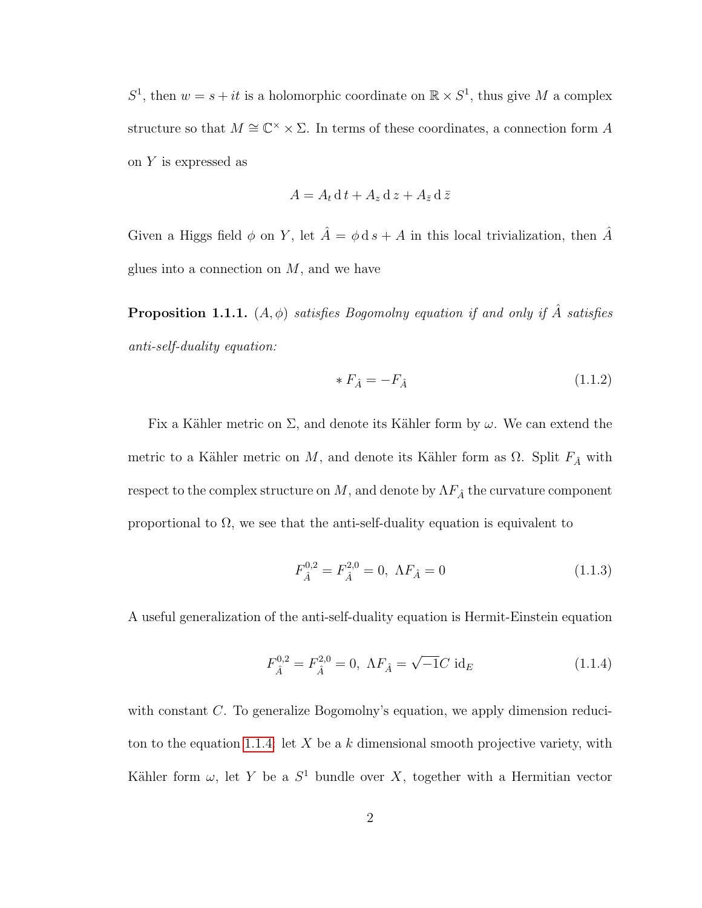$S^1$, then $w = s + it$ is a holomorphic coordinate on $\mathbb{R} \times S^1$, thus give $M$ a complex structure so that $M \cong \mathbb{C}^\times \times \Sigma$. In terms of these coordinates, a connection form $A$ on $Y$ is expressed as

$$A = A_t \,\mathrm{d}\, t + A_z \,\mathrm{d}\, z + A_{\bar{z}} \,\mathrm{d}\, \bar{z}$$

Given a Higgs field $\phi$ on $Y$, let $\hat{A} = \phi \,\mathrm{d}\, s + A$ in this local trivialization, then $\hat{A}$ glues into a connection on $M$, and we have

**Proposition 1.1.1.** *$(A, \phi)$ satisfies Bogomolny equation if and only if $\hat{A}$ satisfies anti-self-duality equation:*

$$* F_{\hat{A}} = -F_{\hat{A}} \tag{1.1.2}$$

Fix a Kähler metric on $\Sigma$, and denote its Kähler form by $\omega$. We can extend the metric to a Kähler metric on $M$, and denote its Kähler form as $\Omega$. Split $F_{\hat{A}}$ with respect to the complex structure on $M$, and denote by $\Lambda F_{\hat{A}}$ the curvature component proportional to $\Omega$, we see that the anti-self-duality equation is equivalent to

$$F_{\hat{A}}^{0,2} = F_{\hat{A}}^{2,0} = 0, \ \Lambda F_{\hat{A}} = 0 \tag{1.1.3}$$

A useful generalization of the anti-self-duality equation is Hermit-Einstein equation

$$F_{\hat{A}}^{0,2} = F_{\hat{A}}^{2,0} = 0, \ \Lambda F_{\hat{A}} = \sqrt{-1}C \ \mathrm{id}_E \tag{1.1.4}$$

with constant $C$. To generalize Bogomolny's equation, we apply dimension reduciton to the equation 1.1.4: let $X$ be a $k$ dimensional smooth projective variety, with Kähler form $\omega$, let $Y$ be a $S^1$ bundle over $X$, together with a Hermitian vector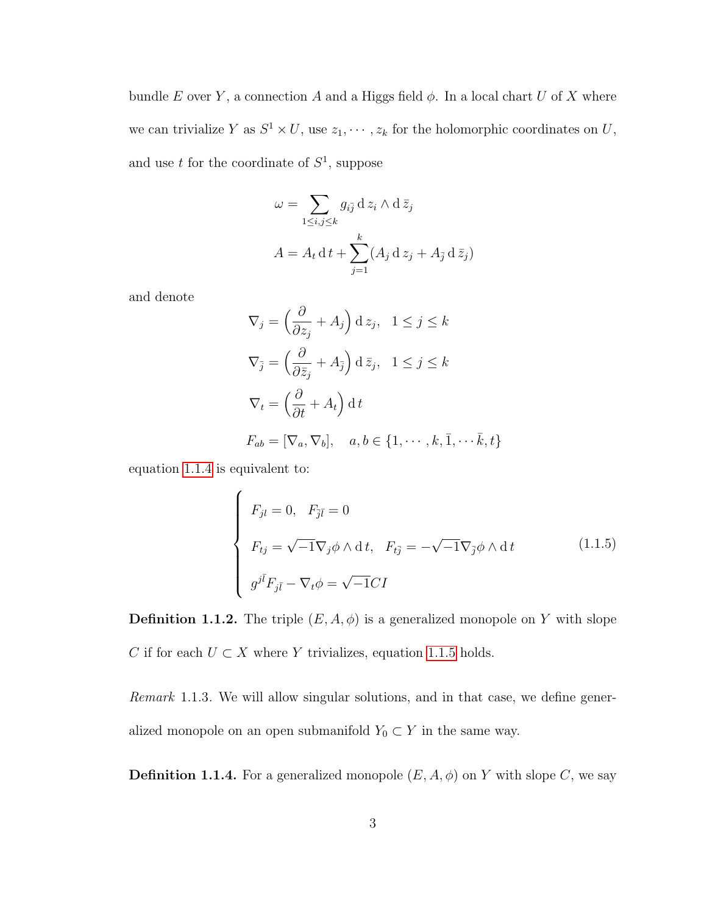bundle $E$ over $Y$, a connection $A$ and a Higgs field $\phi$. In a local chart $U$ of $X$ where we can trivialize $Y$ as $S^1 \times U$, use $z_1, \cdots, z_k$ for the holomorphic coordinates on $U$, and use $t$ for the coordinate of $S^1$, suppose

$$\omega = \sum_{1 \leq i,j \leq k} g_{i\bar{j}} \,\mathrm{d}\, z_i \wedge \mathrm{d}\, \bar{z}_j$$

$$A = A_t \,\mathrm{d}\, t + \sum_{j=1}^{k} (A_j \,\mathrm{d}\, z_j + A_{\bar{j}} \,\mathrm{d}\, \bar{z}_j)$$

and denote

$$\nabla_j = \Big(\frac{\partial}{\partial z_j} + A_j\Big) \,\mathrm{d}\, z_j, \quad 1 \leq j \leq k$$

$$\nabla_{\bar{j}} = \Big(\frac{\partial}{\partial \bar{z}_j} + A_{\bar{j}}\Big) \,\mathrm{d}\, \bar{z}_j, \quad 1 \leq j \leq k$$

$$\nabla_t = \Big(\frac{\partial}{\partial t} + A_t\Big) \,\mathrm{d}\, t$$

$$F_{ab} = [\nabla_a, \nabla_b], \quad a, b \in \{1, \cdots, k, \bar{1}, \cdots \bar{k}, t\}$$

equation 1.1.4 is equivalent to:

$$\begin{cases} F_{jl} = 0, \quad F_{\bar{j}\bar{l}} = 0 \\ F_{tj} = \sqrt{-1}\nabla_j \phi \wedge \mathrm{d}\, t, \quad F_{t\bar{j}} = -\sqrt{-1}\nabla_{\bar{j}} \phi \wedge \mathrm{d}\, t \\ g^{j\bar{l}} F_{j\bar{l}} - \nabla_t \phi = \sqrt{-1} C I \end{cases} \tag{1.1.5}$$

**Definition 1.1.2.** The triple $(E, A, \phi)$ is a generalized monopole on $Y$ with slope $C$ if for each $U \subset X$ where $Y$ trivializes, equation 1.1.5 holds.

*Remark* 1.1.3. We will allow singular solutions, and in that case, we define generalized monopole on an open submanifold $Y_0 \subset Y$ in the same way.

**Definition 1.1.4.** For a generalized monopole $(E, A, \phi)$ on $Y$ with slope $C$, we say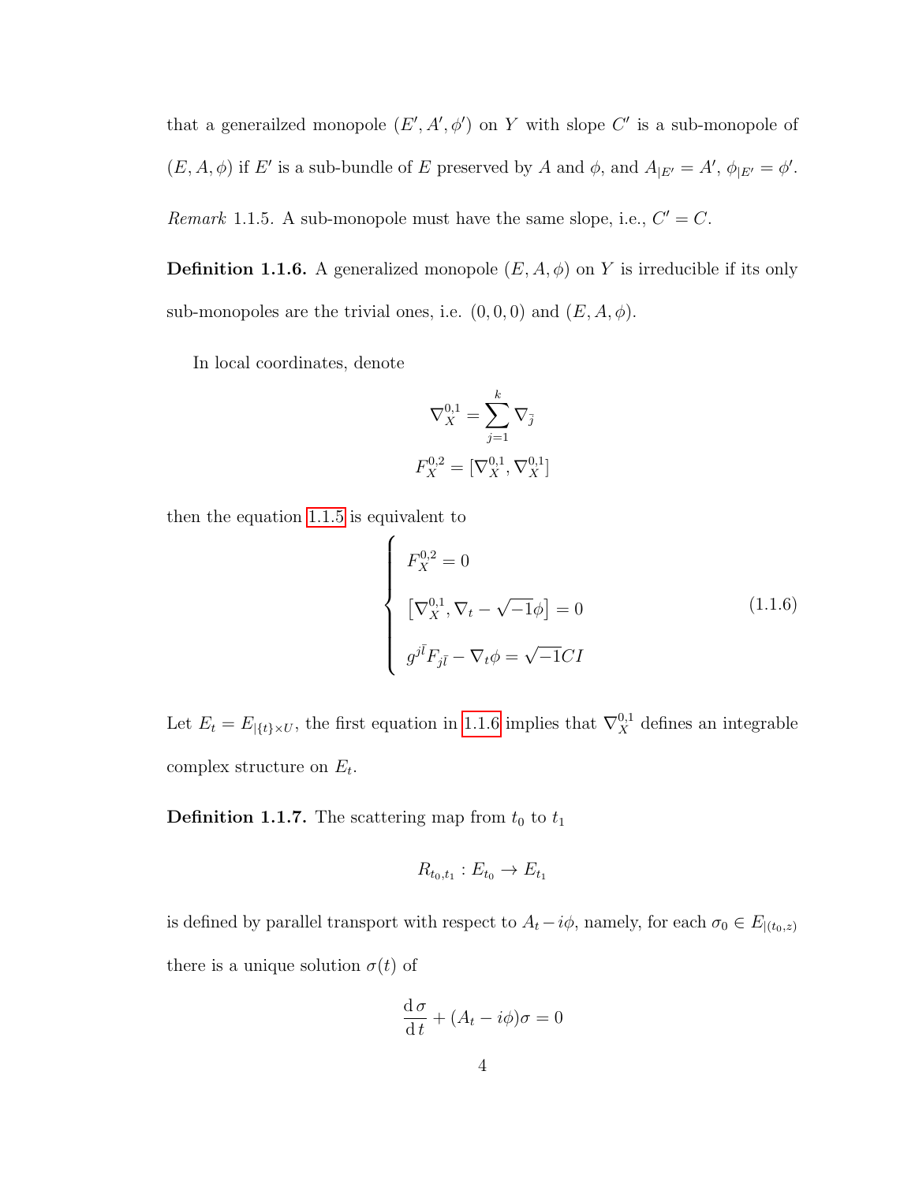that a generailzed monopole $(E', A', \phi')$ on $Y$ with slope $C'$ is a sub-monopole of $(E, A, \phi)$ if $E'$ is a sub-bundle of $E$ preserved by $A$ and $\phi$, and $A_{|E'} = A'$, $\phi_{|E'} = \phi'$.

*Remark* 1.1.5. A sub-monopole must have the same slope, i.e., $C' = C$.

**Definition 1.1.6.** A generalized monopole $(E, A, \phi)$ on $Y$ is irreducible if its only sub-monopoles are the trivial ones, i.e. $(0, 0, 0)$ and $(E, A, \phi)$.

In local coordinates, denote

$$\nabla_X^{0,1} = \sum_{j=1}^{k} \nabla_{\bar{j}}$$

$$F_X^{0,2} = [\nabla_X^{0,1}, \nabla_X^{0,1}]$$

then the equation 1.1.5 is equivalent to

$$\begin{cases} F_X^{0,2} = 0 \\ \left[\nabla_X^{0,1}, \nabla_t - \sqrt{-1}\phi\right] = 0 \\ g^{j\bar{l}} F_{j\bar{l}} - \nabla_t \phi = \sqrt{-1} C I \end{cases} \tag{1.1.6}$$

Let $E_t = E_{|\{t\} \times U}$, the first equation in 1.1.6 implies that $\nabla_X^{0,1}$ defines an integrable complex structure on $E_t$.

**Definition 1.1.7.** The scattering map from $t_0$ to $t_1$

$$R_{t_0,t_1} : E_{t_0} \to E_{t_1}$$

is defined by parallel transport with respect to $A_t - i\phi$, namely, for each $\sigma_0 \in E_{|(t_0,z)}$ there is a unique solution $\sigma(t)$ of

$$\frac{\mathrm{d}\,\sigma}{\mathrm{d}\,t} + (A_t - i\phi)\sigma = 0$$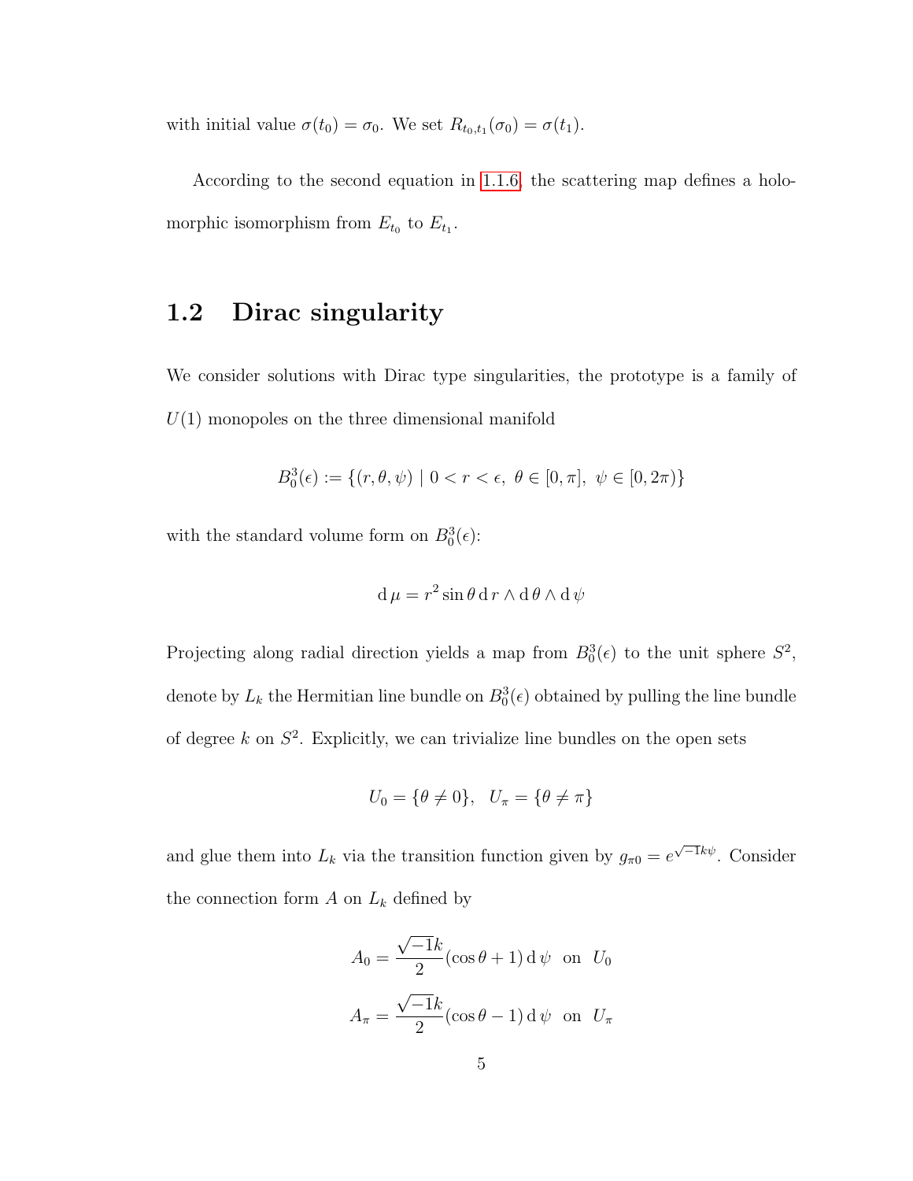with initial value $\sigma(t_0) = \sigma_0$. We set $R_{t_0,t_1}(\sigma_0) = \sigma(t_1)$.

According to the second equation in 1.1.6, the scattering map defines a holomorphic isomorphism from $E_{t_0}$ to $E_{t_1}$.

## 1.2 Dirac singularity

We consider solutions with Dirac type singularities, the prototype is a family of $U(1)$ monopoles on the three dimensional manifold

$$B_0^3(\epsilon) := \{(r, \theta, \psi) \mid 0 < r < \epsilon,\ \theta \in [0, \pi],\ \psi \in [0, 2\pi)\}$$

with the standard volume form on $B_0^3(\epsilon)$:

$$\mathrm{d}\,\mu = r^2 \sin\theta \,\mathrm{d}\, r \wedge \mathrm{d}\,\theta \wedge \mathrm{d}\,\psi$$

Projecting along radial direction yields a map from $B_0^3(\epsilon)$ to the unit sphere $S^2$, denote by $L_k$ the Hermitian line bundle on $B_0^3(\epsilon)$ obtained by pulling the line bundle of degree $k$ on $S^2$. Explicitly, we can trivialize line bundles on the open sets

$$U_0 = \{\theta \neq 0\}, \quad U_\pi = \{\theta \neq \pi\}$$

and glue them into $L_k$ via the transition function given by $g_{\pi 0} = e^{\sqrt{-1}k\psi}$. Consider the connection form $A$ on $L_k$ defined by

$$A_0 = \frac{\sqrt{-1}k}{2}(\cos\theta + 1)\,\mathrm{d}\,\psi \quad \text{on} \quad U_0$$

$$A_\pi = \frac{\sqrt{-1}k}{2}(\cos\theta - 1)\,\mathrm{d}\,\psi \quad \text{on} \quad U_\pi$$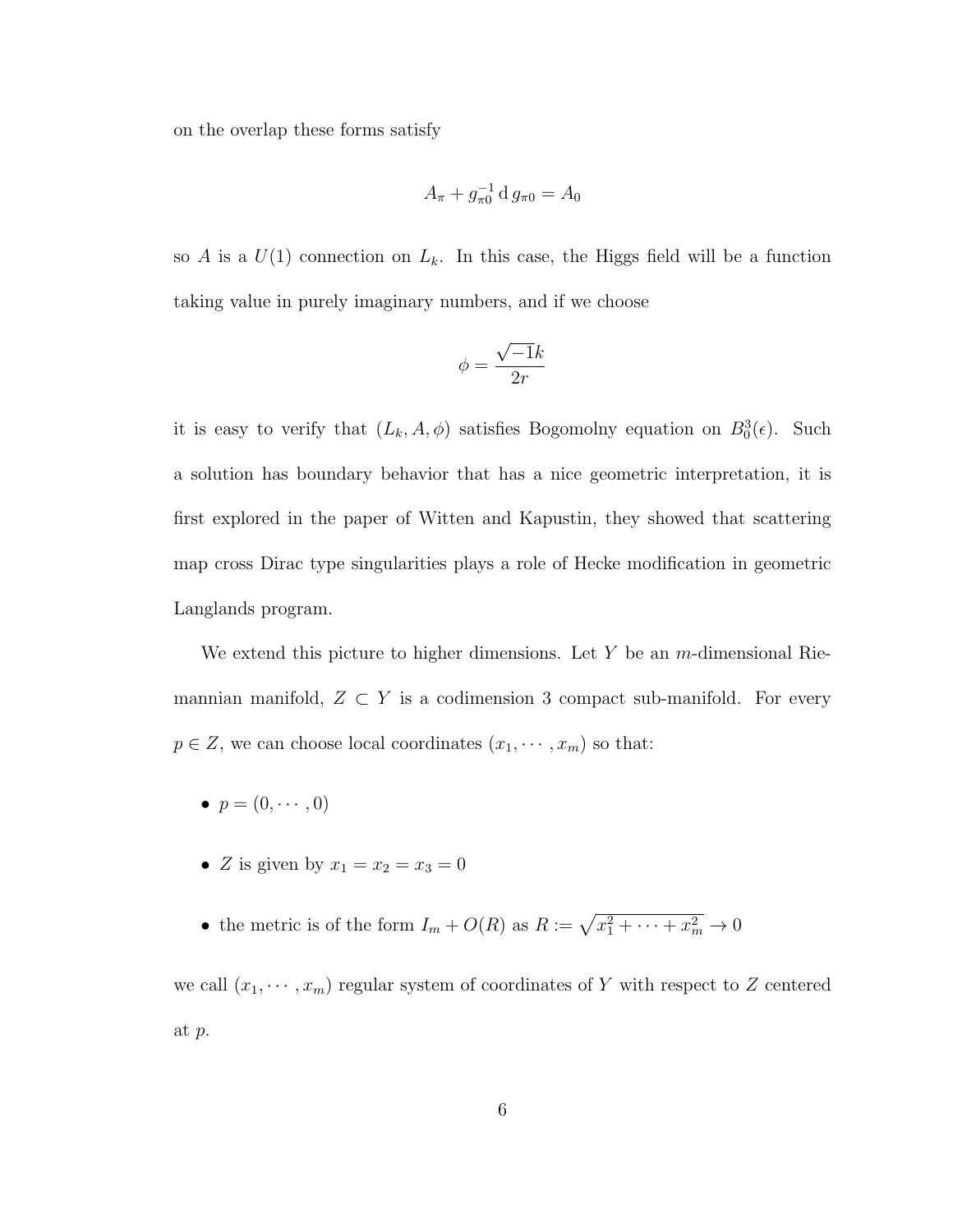on the overlap these forms satisfy

$$A_\pi + g_{\pi 0}^{-1} \operatorname{d} g_{\pi 0} = A_0$$

so $A$ is a $U(1)$ connection on $L_k$. In this case, the Higgs field will be a function taking value in purely imaginary numbers, and if we choose

$$\phi = \frac{\sqrt{-1}k}{2r}$$

it is easy to verify that $(L_k, A, \phi)$ satisfies Bogomolny equation on $B_0^3(\epsilon)$. Such a solution has boundary behavior that has a nice geometric interpretation, it is first explored in the paper of Witten and Kapustin, they showed that scattering map cross Dirac type singularities plays a role of Hecke modification in geometric Langlands program.

We extend this picture to higher dimensions. Let $Y$ be an $m$-dimensional Riemannian manifold, $Z \subset Y$ is a codimension 3 compact sub-manifold. For every $p \in Z$, we can choose local coordinates $(x_1, \cdots, x_m)$ so that:

- $p = (0, \cdots, 0)$
- $Z$ is given by $x_1 = x_2 = x_3 = 0$
- the metric is of the form $I_m + O(R)$ as $R := \sqrt{x_1^2 + \cdots + x_m^2} \to 0$

we call $(x_1, \cdots, x_m)$ regular system of coordinates of $Y$ with respect to $Z$ centered at $p$.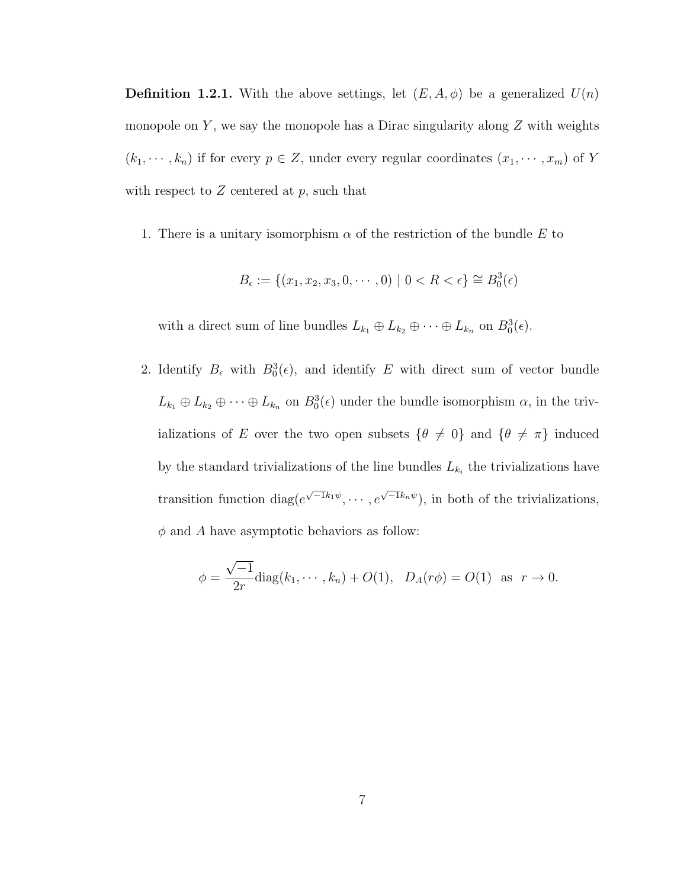**Definition 1.2.1.** With the above settings, let $(E, A, \phi)$ be a generalized $U(n)$ monopole on $Y$, we say the monopole has a Dirac singularity along $Z$ with weights $(k_1, \cdots, k_n)$ if for every $p \in Z$, under every regular coordinates $(x_1, \cdots, x_m)$ of $Y$ with respect to $Z$ centered at $p$, such that

1. There is a unitary isomorphism $\alpha$ of the restriction of the bundle $E$ to

$$B_\epsilon := \{(x_1, x_2, x_3, 0, \cdots, 0) \mid 0 < R < \epsilon\} \cong B_0^3(\epsilon)$$

   with a direct sum of line bundles $L_{k_1} \oplus L_{k_2} \oplus \cdots \oplus L_{k_n}$ on $B_0^3(\epsilon)$.

2. Identify $B_\epsilon$ with $B_0^3(\epsilon)$, and identify $E$ with direct sum of vector bundle $L_{k_1} \oplus L_{k_2} \oplus \cdots \oplus L_{k_n}$ on $B_0^3(\epsilon)$ under the bundle isomorphism $\alpha$, in the trivializations of $E$ over the two open subsets $\{\theta \neq 0\}$ and $\{\theta \neq \pi\}$ induced by the standard trivializations of the line bundles $L_{k_i}$ the trivializations have transition function $\mathrm{diag}(e^{\sqrt{-1}k_1\psi}, \cdots, e^{\sqrt{-1}k_n\psi})$, in both of the trivializations, $\phi$ and $A$ have asymptotic behaviors as follow:

$$\phi = \frac{\sqrt{-1}}{2r}\mathrm{diag}(k_1, \cdots, k_n) + O(1), \quad D_A(r\phi) = O(1) \ \text{ as } \ r \to 0.$$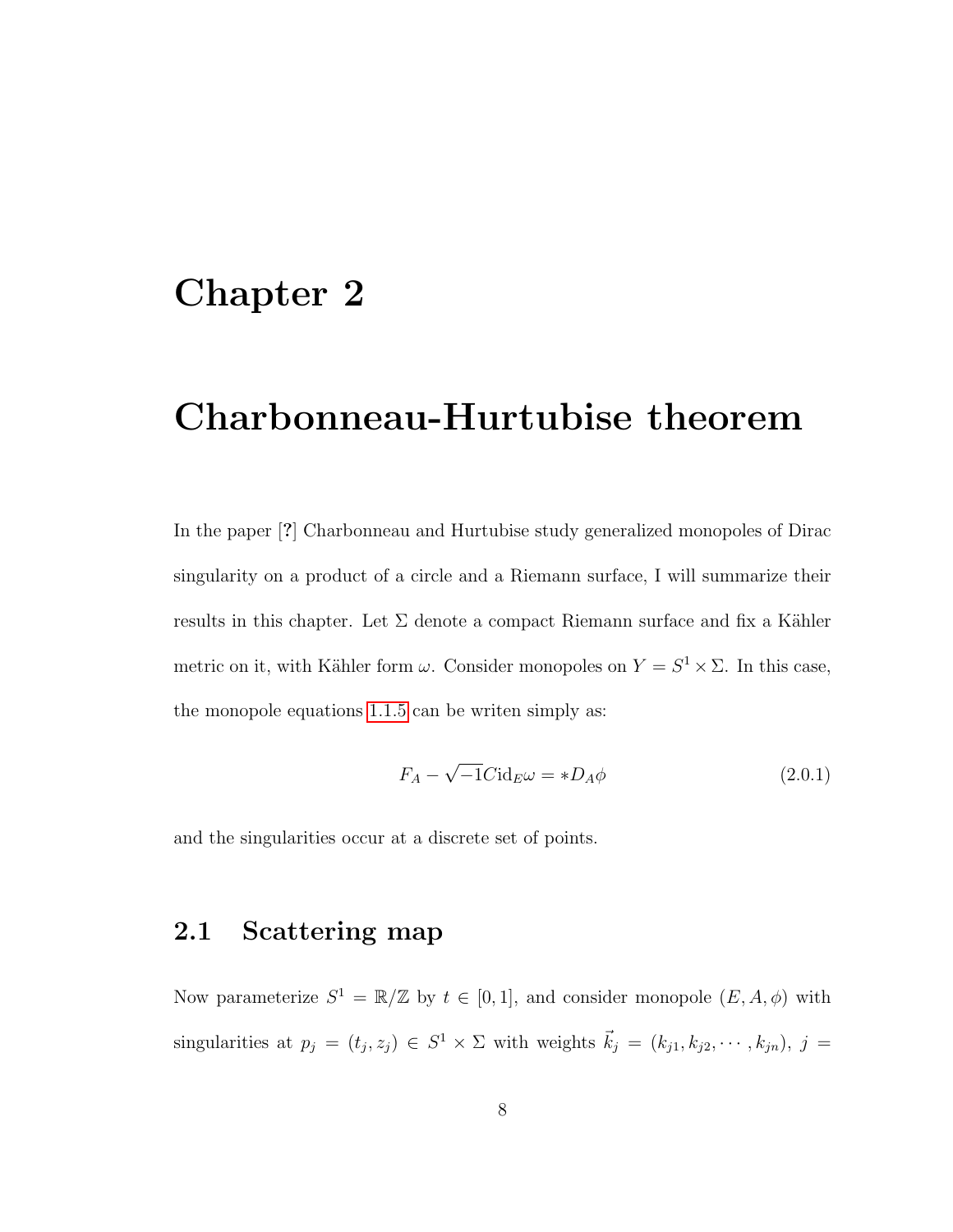# Chapter 2

# Charbonneau-Hurtubise theorem

In the paper [?] Charbonneau and Hurtubise study generalized monopoles of Dirac singularity on a product of a circle and a Riemann surface, I will summarize their results in this chapter. Let $\Sigma$ denote a compact Riemann surface and fix a Kähler metric on it, with Kähler form $\omega$. Consider monopoles on $Y = S^1 \times \Sigma$. In this case, the monopole equations 1.1.5 can be writen simply as:

$$F_A - \sqrt{-1}C\mathrm{id}_E\omega = *D_A\phi \tag{2.0.1}$$

and the singularities occur at a discrete set of points.

## 2.1 Scattering map

Now parameterize $S^1 = \mathbb{R}/\mathbb{Z}$ by $t \in [0,1]$, and consider monopole $(E, A, \phi)$ with singularities at $p_j = (t_j, z_j) \in S^1 \times \Sigma$ with weights $\vec{k}_j = (k_{j1}, k_{j2}, \cdots, k_{jn})$, $j =$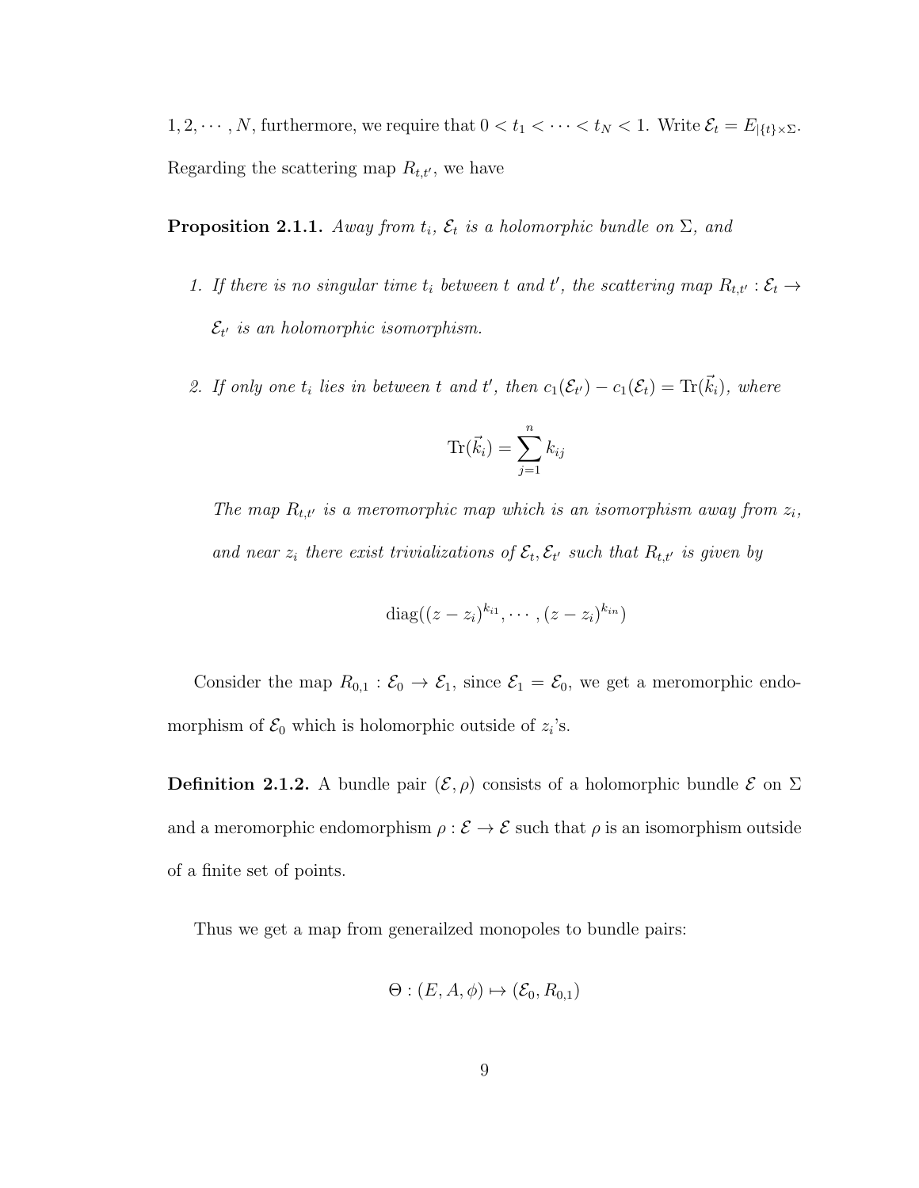$1, 2, \cdots, N$, furthermore, we require that $0 < t_1 < \cdots < t_N < 1$. Write $\mathcal{E}_t = E_{|\{t\}\times\Sigma}$. Regarding the scattering map $R_{t,t'}$, we have

**Proposition 2.1.1.** *Away from $t_i$, $\mathcal{E}_t$ is a holomorphic bundle on $\Sigma$, and*

1. *If there is no singular time $t_i$ between $t$ and $t'$, the scattering map $R_{t,t'} : \mathcal{E}_t \to \mathcal{E}_{t'}$ is an holomorphic isomorphism.*

2. *If only one $t_i$ lies in between $t$ and $t'$, then $c_1(\mathcal{E}_{t'}) - c_1(\mathcal{E}_t) = \mathrm{Tr}(\vec{k}_i)$, where*

$$\mathrm{Tr}(\vec{k}_i) = \sum_{j=1}^{n} k_{ij}$$

   *The map $R_{t,t'}$ is a meromorphic map which is an isomorphism away from $z_i$, and near $z_i$ there exist trivializations of $\mathcal{E}_t, \mathcal{E}_{t'}$ such that $R_{t,t'}$ is given by*

$$\mathrm{diag}((z - z_i)^{k_{i1}}, \cdots, (z - z_i)^{k_{in}})$$

Consider the map $R_{0,1} : \mathcal{E}_0 \to \mathcal{E}_1$, since $\mathcal{E}_1 = \mathcal{E}_0$, we get a meromorphic endomorphism of $\mathcal{E}_0$ which is holomorphic outside of $z_i$'s.

**Definition 2.1.2.** A bundle pair $(\mathcal{E}, \rho)$ consists of a holomorphic bundle $\mathcal{E}$ on $\Sigma$ and a meromorphic endomorphism $\rho : \mathcal{E} \to \mathcal{E}$ such that $\rho$ is an isomorphism outside of a finite set of points.

Thus we get a map from generailzed monopoles to bundle pairs:

$$\Theta : (E, A, \phi) \mapsto (\mathcal{E}_0, R_{0,1})$$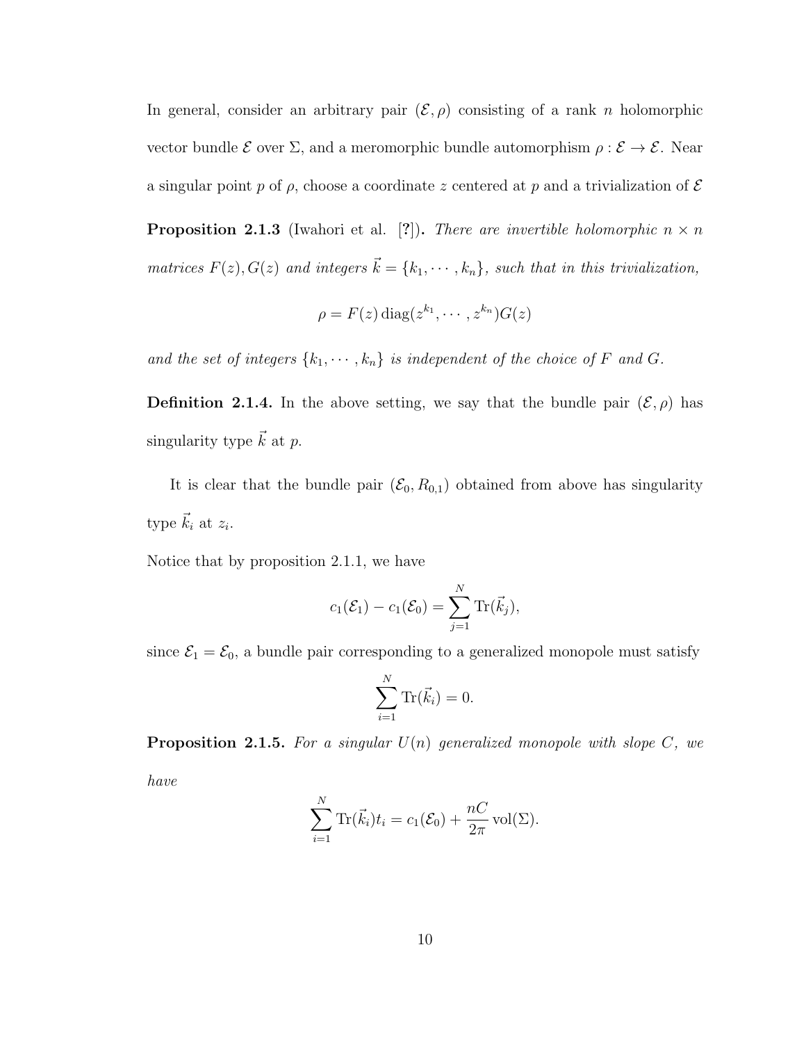In general, consider an arbitrary pair $(\mathcal{E}, \rho)$ consisting of a rank $n$ holomorphic vector bundle $\mathcal{E}$ over $\Sigma$, and a meromorphic bundle automorphism $\rho : \mathcal{E} \to \mathcal{E}$. Near a singular point $p$ of $\rho$, choose a coordinate $z$ centered at $p$ and a trivialization of $\mathcal{E}$

**Proposition 2.1.3** (Iwahori et al. [?]). *There are invertible holomorphic $n \times n$ matrices $F(z), G(z)$ and integers $\vec{k} = \{k_1, \cdots, k_n\}$, such that in this trivialization,*

$$\rho = F(z) \operatorname{diag}(z^{k_1}, \cdots, z^{k_n}) G(z)$$

*and the set of integers $\{k_1, \cdots, k_n\}$ is independent of the choice of $F$ and $G$.*

**Definition 2.1.4.** In the above setting, we say that the bundle pair $(\mathcal{E}, \rho)$ has singularity type $\vec{k}$ at $p$.

It is clear that the bundle pair $(\mathcal{E}_0, R_{0,1})$ obtained from above has singularity type $\vec{k}_i$ at $z_i$.

Notice that by proposition 2.1.1, we have

$$c_1(\mathcal{E}_1) - c_1(\mathcal{E}_0) = \sum_{j=1}^{N} \operatorname{Tr}(\vec{k}_j),$$

since $\mathcal{E}_1 = \mathcal{E}_0$, a bundle pair corresponding to a generalized monopole must satisfy

$$\sum_{i=1}^{N} \operatorname{Tr}(\vec{k}_i) = 0.$$

**Proposition 2.1.5.** *For a singular $U(n)$ generalized monopole with slope $C$, we have*

$$\sum_{i=1}^{N} \operatorname{Tr}(\vec{k}_i) t_i = c_1(\mathcal{E}_0) + \frac{nC}{2\pi} \operatorname{vol}(\Sigma).$$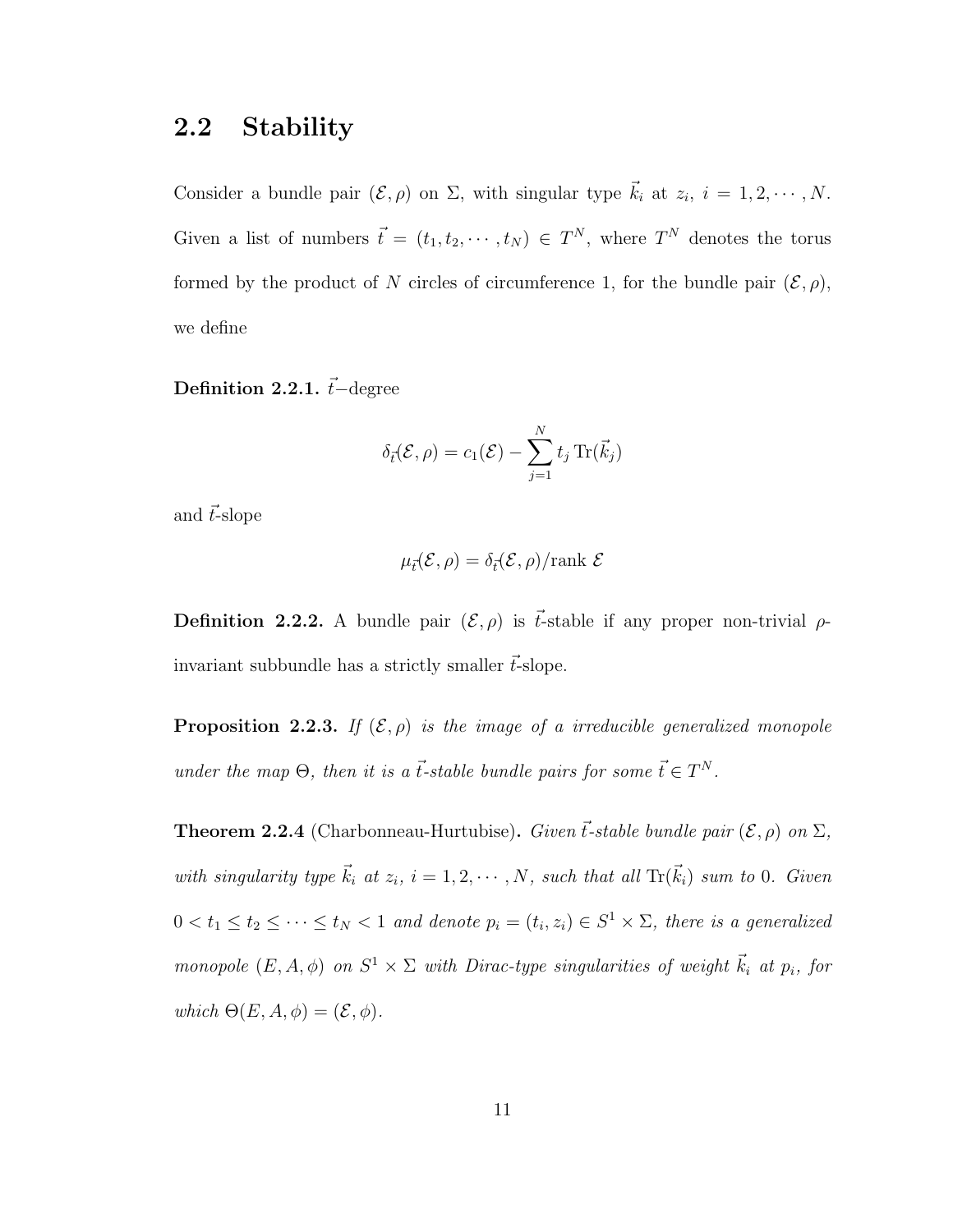## 2.2 Stability

Consider a bundle pair $(\mathcal{E}, \rho)$ on $\Sigma$, with singular type $\vec{k}_i$ at $z_i$, $i = 1, 2, \cdots, N$. Given a list of numbers $\vec{t} = (t_1, t_2, \cdots, t_N) \in T^N$, where $T^N$ denotes the torus formed by the product of $N$ circles of circumference 1, for the bundle pair $(\mathcal{E}, \rho)$, we define

**Definition 2.2.1.** $\vec{t}$−degree

$$\delta_{\vec{t}}(\mathcal{E}, \rho) = c_1(\mathcal{E}) - \sum_{j=1}^{N} t_j \operatorname{Tr}(\vec{k}_j)$$

and $\vec{t}$-slope

$$\mu_{\vec{t}}(\mathcal{E}, \rho) = \delta_{\vec{t}}(\mathcal{E}, \rho)/\text{rank } \mathcal{E}$$

**Definition 2.2.2.** A bundle pair $(\mathcal{E}, \rho)$ is $\vec{t}$-stable if any proper non-trivial $\rho$-invariant subbundle has a strictly smaller $\vec{t}$-slope.

**Proposition 2.2.3.** *If $(\mathcal{E}, \rho)$ is the image of a irreducible generalized monopole under the map $\Theta$, then it is a $\vec{t}$-stable bundle pairs for some $\vec{t} \in T^N$.*

**Theorem 2.2.4** (Charbonneau-Hurtubise)**.** *Given $\vec{t}$-stable bundle pair $(\mathcal{E}, \rho)$ on $\Sigma$, with singularity type $\vec{k}_i$ at $z_i$, $i = 1, 2, \cdots, N$, such that all $\operatorname{Tr}(\vec{k}_i)$ sum to 0. Given $0 < t_1 \leq t_2 \leq \cdots \leq t_N < 1$ and denote $p_i = (t_i, z_i) \in S^1 \times \Sigma$, there is a generalized monopole $(E, A, \phi)$ on $S^1 \times \Sigma$ with Dirac-type singularities of weight $\vec{k}_i$ at $p_i$, for which $\Theta(E, A, \phi) = (\mathcal{E}, \phi)$.*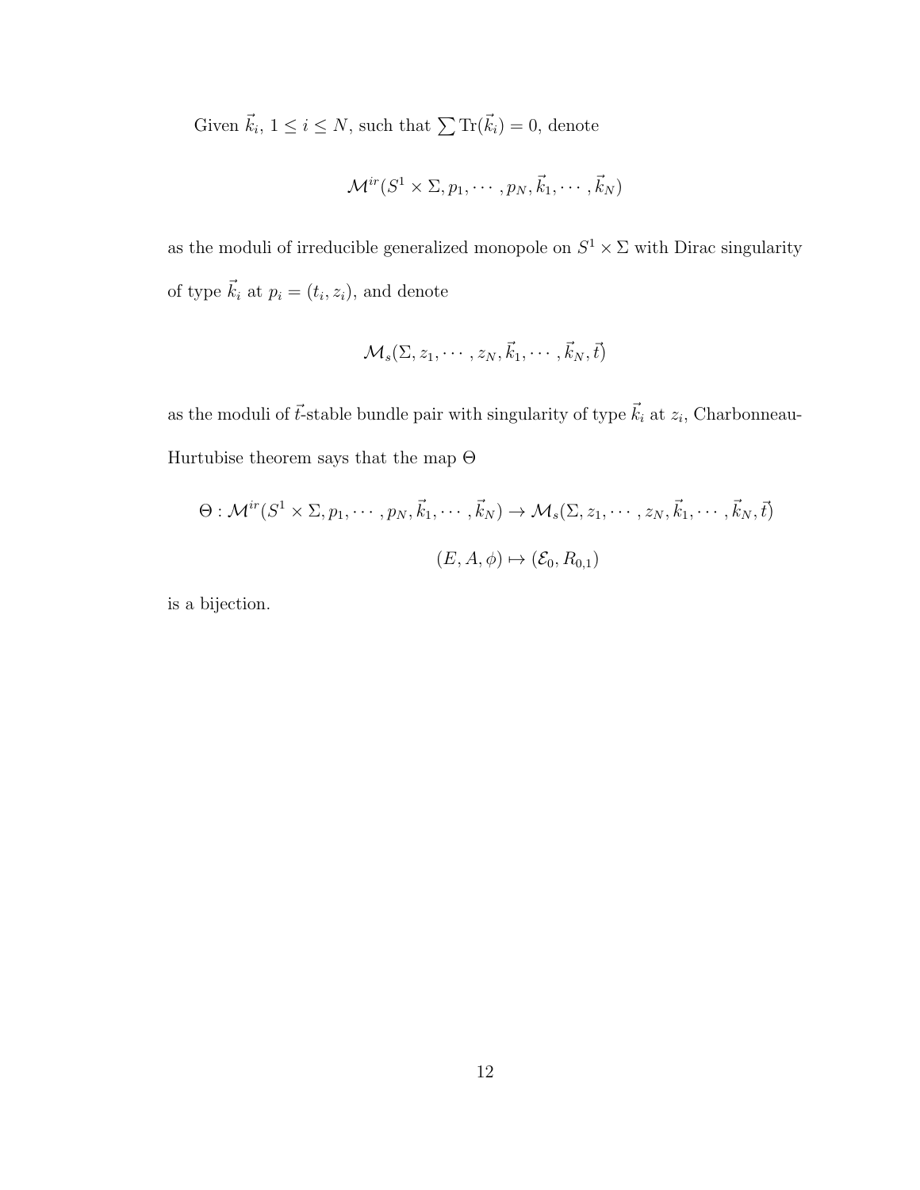Given $\vec{k}_i$, $1 \leq i \leq N$, such that $\sum \mathrm{Tr}(\vec{k}_i) = 0$, denote

$$\mathcal{M}^{ir}(S^1 \times \Sigma, p_1, \cdots, p_N, \vec{k}_1, \cdots, \vec{k}_N)$$

as the moduli of irreducible generalized monopole on $S^1 \times \Sigma$ with Dirac singularity of type $\vec{k}_i$ at $p_i = (t_i, z_i)$, and denote

$$\mathcal{M}_s(\Sigma, z_1, \cdots, z_N, \vec{k}_1, \cdots, \vec{k}_N, \vec{t})$$

as the moduli of $\vec{t}$-stable bundle pair with singularity of type $\vec{k}_i$ at $z_i$, Charbonneau-Hurtubise theorem says that the map $\Theta$

$$\Theta : \mathcal{M}^{ir}(S^1 \times \Sigma, p_1, \cdots, p_N, \vec{k}_1, \cdots, \vec{k}_N) \to \mathcal{M}_s(\Sigma, z_1, \cdots, z_N, \vec{k}_1, \cdots, \vec{k}_N, \vec{t})$$

$$(E, A, \phi) \mapsto (\mathcal{E}_0, R_{0,1})$$

is a bijection.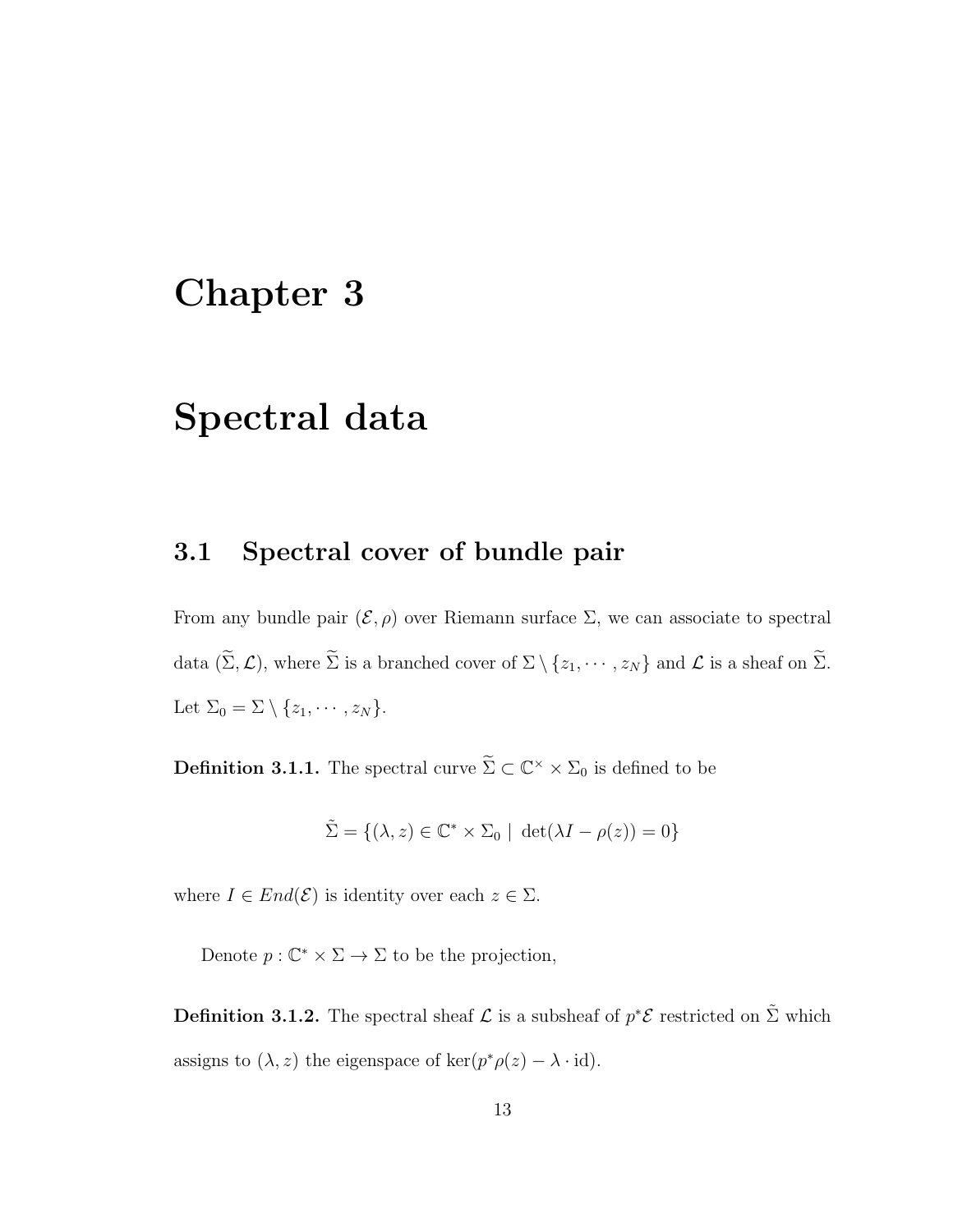# Chapter 3

# Spectral data

## 3.1 Spectral cover of bundle pair

From any bundle pair $(\mathcal{E}, \rho)$ over Riemann surface $\Sigma$, we can associate to spectral data $(\widetilde{\Sigma}, \mathcal{L})$, where $\widetilde{\Sigma}$ is a branched cover of $\Sigma \setminus \{z_1, \cdots, z_N\}$ and $\mathcal{L}$ is a sheaf on $\widetilde{\Sigma}$. Let $\Sigma_0 = \Sigma \setminus \{z_1, \cdots, z_N\}$.

**Definition 3.1.1.** The spectral curve $\widetilde{\Sigma} \subset \mathbb{C}^{\times} \times \Sigma_0$ is defined to be

$$\tilde{\Sigma} = \{(\lambda, z) \in \mathbb{C}^{*} \times \Sigma_0 \mid \det(\lambda I - \rho(z)) = 0\}$$

where $I \in End(\mathcal{E})$ is identity over each $z \in \Sigma$.

Denote $p : \mathbb{C}^{*} \times \Sigma \to \Sigma$ to be the projection,

**Definition 3.1.2.** The spectral sheaf $\mathcal{L}$ is a subsheaf of $p^{*}\mathcal{E}$ restricted on $\tilde{\Sigma}$ which assigns to $(\lambda, z)$ the eigenspace of $\ker(p^{*}\rho(z) - \lambda \cdot \mathrm{id})$.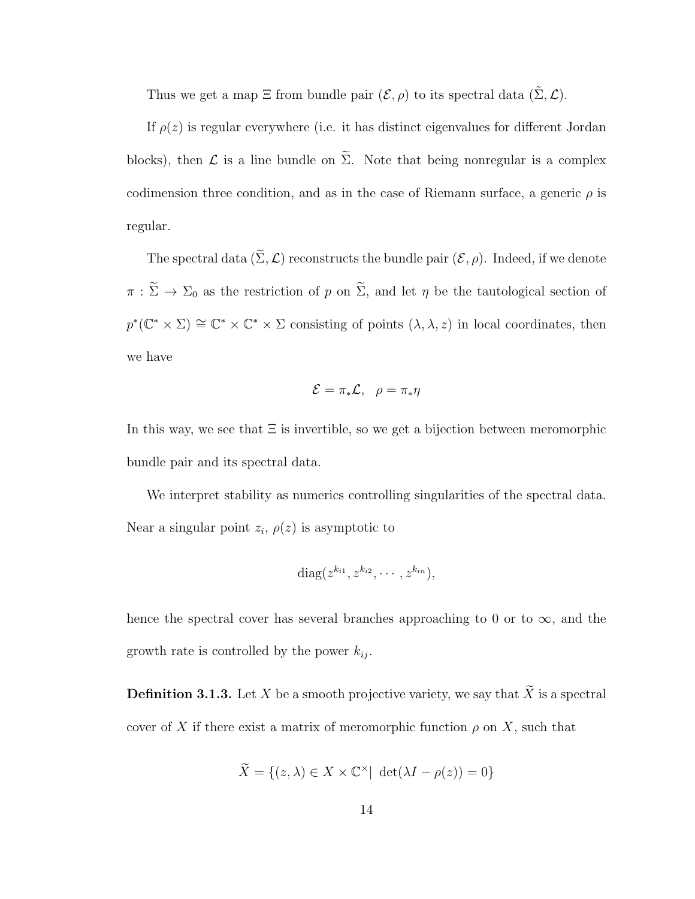Thus we get a map $\Xi$ from bundle pair $(\mathcal{E}, \rho)$ to its spectral data $(\tilde{\Sigma}, \mathcal{L})$.

If $\rho(z)$ is regular everywhere (i.e. it has distinct eigenvalues for different Jordan blocks), then $\mathcal{L}$ is a line bundle on $\widetilde{\Sigma}$. Note that being nonregular is a complex codimension three condition, and as in the case of Riemann surface, a generic $\rho$ is regular.

The spectral data $(\widetilde{\Sigma}, \mathcal{L})$ reconstructs the bundle pair $(\mathcal{E}, \rho)$. Indeed, if we denote $\pi : \widetilde{\Sigma} \to \Sigma_0$ as the restriction of $p$ on $\widetilde{\Sigma}$, and let $\eta$ be the tautological section of $p^*(\mathbb{C}^* \times \Sigma) \cong \mathbb{C}^* \times \mathbb{C}^* \times \Sigma$ consisting of points $(\lambda, \lambda, z)$ in local coordinates, then we have

$$\mathcal{E} = \pi_* \mathcal{L}, \quad \rho = \pi_* \eta$$

In this way, we see that $\Xi$ is invertible, so we get a bijection between meromorphic bundle pair and its spectral data.

We interpret stability as numerics controlling singularities of the spectral data. Near a singular point $z_i$, $\rho(z)$ is asymptotic to

$$\mathrm{diag}(z^{k_{i1}}, z^{k_{i2}}, \cdots, z^{k_{in}}),$$

hence the spectral cover has several branches approaching to 0 or to $\infty$, and the growth rate is controlled by the power $k_{ij}$.

**Definition 3.1.3.** Let $X$ be a smooth projective variety, we say that $\widetilde{X}$ is a spectral cover of $X$ if there exist a matrix of meromorphic function $\rho$ on $X$, such that

$$\widetilde{X} = \{(z, \lambda) \in X \times \mathbb{C}^\times | \ \det(\lambda I - \rho(z)) = 0\}$$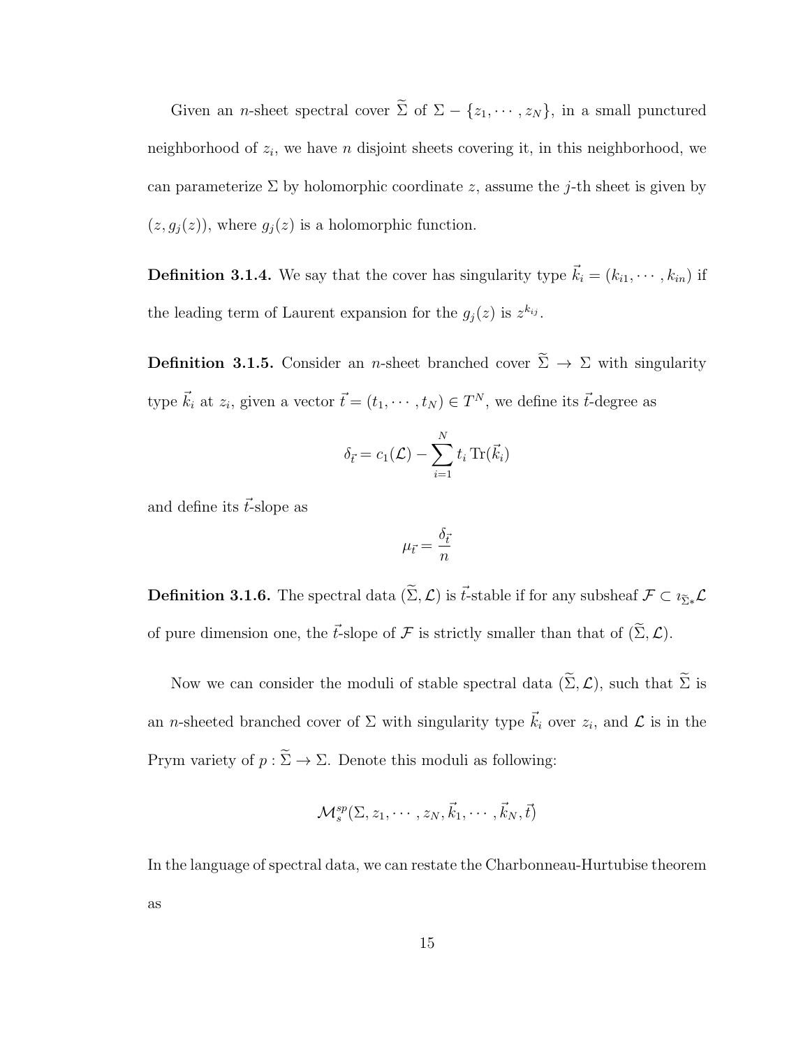Given an $n$-sheet spectral cover $\widetilde{\Sigma}$ of $\Sigma - \{z_1, \cdots, z_N\}$, in a small punctured neighborhood of $z_i$, we have $n$ disjoint sheets covering it, in this neighborhood, we can parameterize $\Sigma$ by holomorphic coordinate $z$, assume the $j$-th sheet is given by $(z, g_j(z))$, where $g_j(z)$ is a holomorphic function.

**Definition 3.1.4.** We say that the cover has singularity type $\vec{k}_i = (k_{i1}, \cdots, k_{in})$ if the leading term of Laurent expansion for the $g_j(z)$ is $z^{k_{ij}}$.

**Definition 3.1.5.** Consider an $n$-sheet branched cover $\widetilde{\Sigma} \to \Sigma$ with singularity type $\vec{k}_i$ at $z_i$, given a vector $\vec{t} = (t_1, \cdots, t_N) \in T^N$, we define its $\vec{t}$-degree as

$$\delta_{\vec{t}} = c_1(\mathcal{L}) - \sum_{i=1}^{N} t_i \operatorname{Tr}(\vec{k}_i)$$

and define its $\vec{t}$-slope as

$$\mu_{\vec{t}} = \frac{\delta_{\vec{t}}}{n}$$

**Definition 3.1.6.** The spectral data $(\widetilde{\Sigma}, \mathcal{L})$ is $\vec{t}$-stable if for any subsheaf $\mathcal{F} \subset \imath_{\widetilde{\Sigma}*}\mathcal{L}$ of pure dimension one, the $\vec{t}$-slope of $\mathcal{F}$ is strictly smaller than that of $(\widetilde{\Sigma}, \mathcal{L})$.

Now we can consider the moduli of stable spectral data $(\widetilde{\Sigma}, \mathcal{L})$, such that $\widetilde{\Sigma}$ is an $n$-sheeted branched cover of $\Sigma$ with singularity type $\vec{k}_i$ over $z_i$, and $\mathcal{L}$ is in the Prym variety of $p : \widetilde{\Sigma} \to \Sigma$. Denote this moduli as following:

$$\mathcal{M}_s^{sp}(\Sigma, z_1, \cdots, z_N, \vec{k}_1, \cdots, \vec{k}_N, \vec{t})$$

In the language of spectral data, we can restate the Charbonneau-Hurtubise theorem as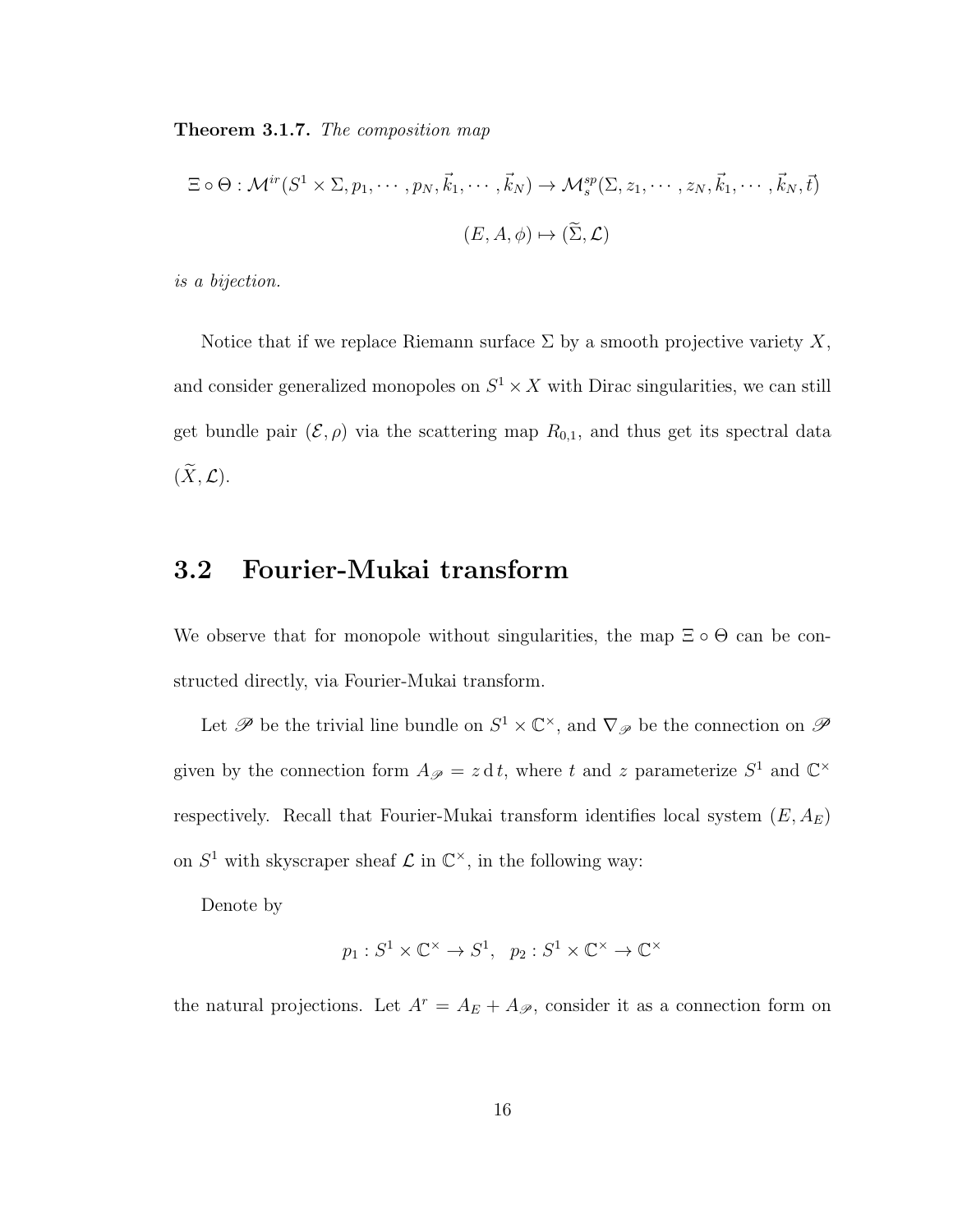**Theorem 3.1.7.** *The composition map*

$$\Xi \circ \Theta : \mathcal{M}^{ir}(S^1 \times \Sigma, p_1, \cdots, p_N, \vec{k}_1, \cdots, \vec{k}_N) \to \mathcal{M}_s^{sp}(\Sigma, z_1, \cdots, z_N, \vec{k}_1, \cdots, \vec{k}_N, \vec{t})$$

$$(E, A, \phi) \mapsto (\widetilde{\Sigma}, \mathcal{L})$$

*is a bijection.*

Notice that if we replace Riemann surface $\Sigma$ by a smooth projective variety $X$, and consider generalized monopoles on $S^1 \times X$ with Dirac singularities, we can still get bundle pair $(\mathcal{E}, \rho)$ via the scattering map $R_{0,1}$, and thus get its spectral data $(\widetilde{X}, \mathcal{L})$.

## 3.2 Fourier-Mukai transform

We observe that for monopole without singularities, the map $\Xi \circ \Theta$ can be constructed directly, via Fourier-Mukai transform.

Let $\mathscr{P}$ be the trivial line bundle on $S^1 \times \mathbb{C}^\times$, and $\nabla_{\mathscr{P}}$ be the connection on $\mathscr{P}$ given by the connection form $A_{\mathscr{P}} = z\,\mathrm{d}\,t$, where $t$ and $z$ parameterize $S^1$ and $\mathbb{C}^\times$ respectively. Recall that Fourier-Mukai transform identifies local system $(E, A_E)$ on $S^1$ with skyscraper sheaf $\mathcal{L}$ in $\mathbb{C}^\times$, in the following way:

Denote by

$$p_1 : S^1 \times \mathbb{C}^\times \to S^1, \quad p_2 : S^1 \times \mathbb{C}^\times \to \mathbb{C}^\times$$

the natural projections. Let $A^r = A_E + A_{\mathscr{P}}$, consider it as a connection form on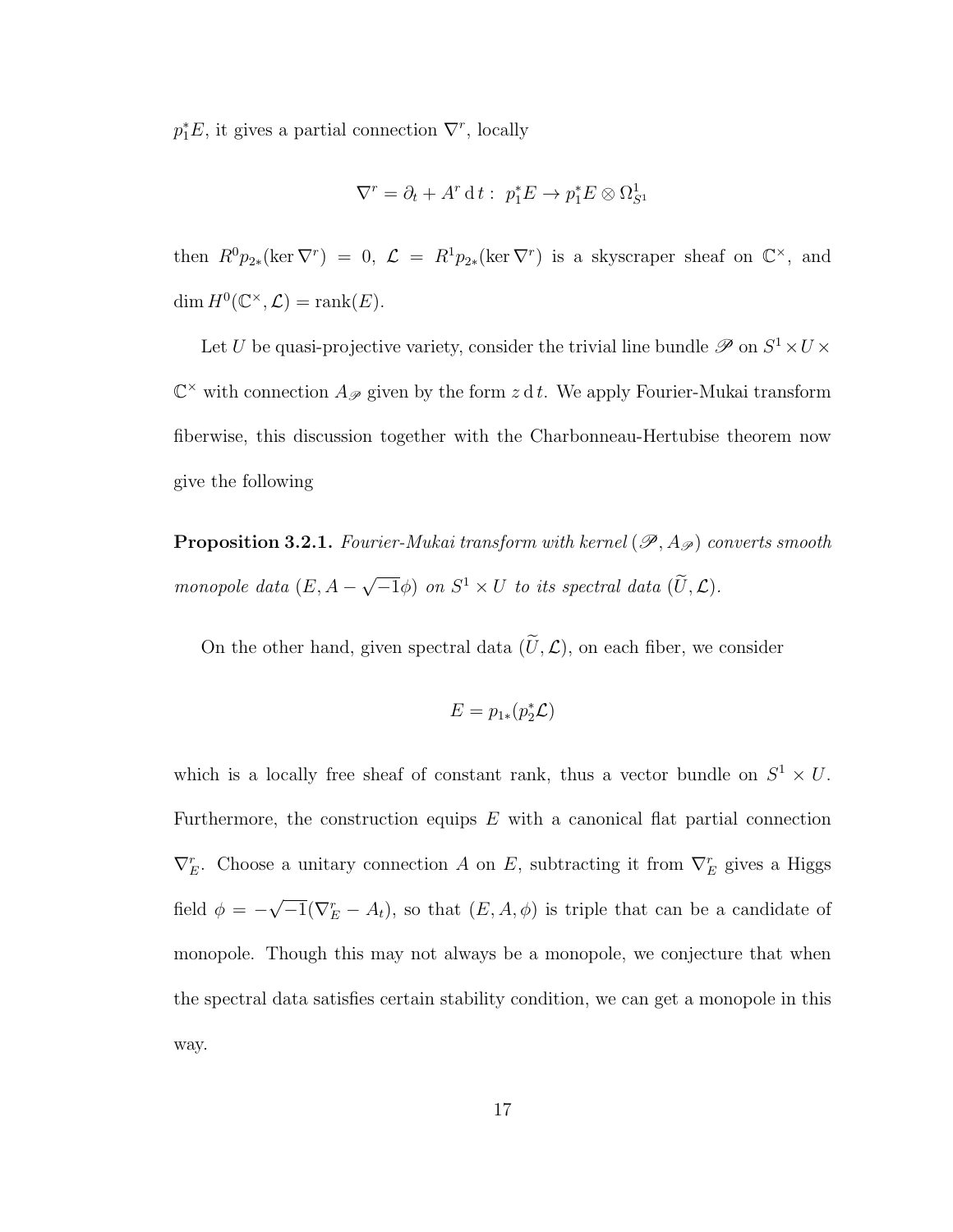$p_1^*E$, it gives a partial connection $\nabla^r$, locally

$$\nabla^r = \partial_t + A^r \,\mathrm{d}\, t: \; p_1^*E \to p_1^*E \otimes \Omega^1_{S^1}$$

then $R^0 p_{2*}(\ker \nabla^r) = 0$, $\mathcal{L} = R^1 p_{2*}(\ker \nabla^r)$ is a skyscraper sheaf on $\mathbb{C}^\times$, and $\dim H^0(\mathbb{C}^\times, \mathcal{L}) = \mathrm{rank}(E)$.

Let $U$ be quasi-projective variety, consider the trivial line bundle $\mathscr{P}$ on $S^1 \times U \times \mathbb{C}^\times$ with connection $A_{\mathscr{P}}$ given by the form $z\,\mathrm{d}\,t$. We apply Fourier-Mukai transform fiberwise, this discussion together with the Charbonneau-Hertubise theorem now give the following

**Proposition 3.2.1.** *Fourier-Mukai transform with kernel $(\mathscr{P}, A_{\mathscr{P}})$ converts smooth monopole data $(E, A - \sqrt{-1}\phi)$ on $S^1 \times U$ to its spectral data $(\widetilde{U}, \mathcal{L})$.*

On the other hand, given spectral data $(\widetilde{U}, \mathcal{L})$, on each fiber, we consider

$$E = p_{1*}(p_2^*\mathcal{L})$$

which is a locally free sheaf of constant rank, thus a vector bundle on $S^1 \times U$. Furthermore, the construction equips $E$ with a canonical flat partial connection $\nabla^r_E$. Choose a unitary connection $A$ on $E$, subtracting it from $\nabla^r_E$ gives a Higgs field $\phi = -\sqrt{-1}(\nabla^r_E - A_t)$, so that $(E, A, \phi)$ is triple that can be a candidate of monopole. Though this may not always be a monopole, we conjecture that when the spectral data satisfies certain stability condition, we can get a monopole in this way.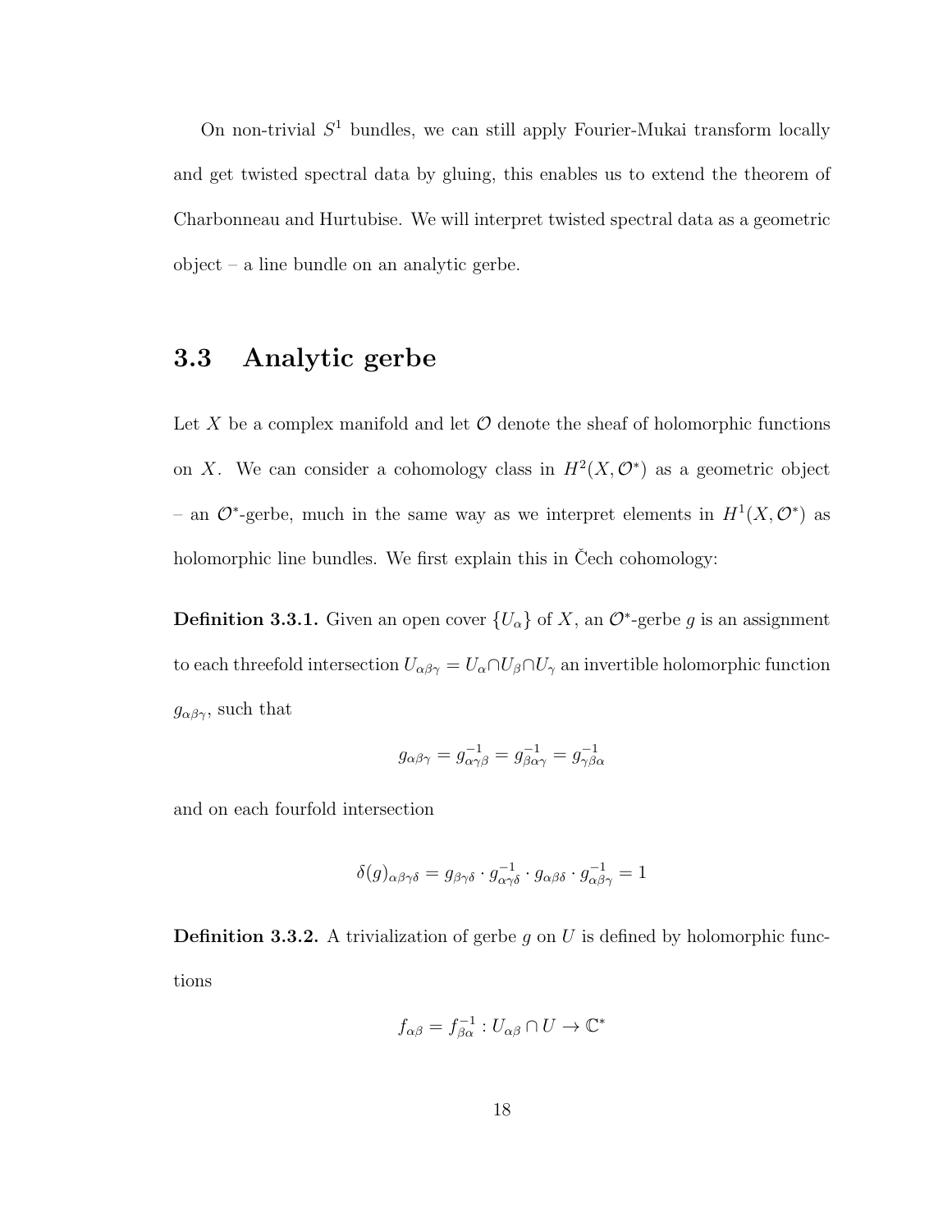On non-trivial $S^1$ bundles, we can still apply Fourier-Mukai transform locally and get twisted spectral data by gluing, this enables us to extend the theorem of Charbonneau and Hurtubise. We will interpret twisted spectral data as a geometric object – a line bundle on an analytic gerbe.

## 3.3 Analytic gerbe

Let $X$ be a complex manifold and let $\mathcal{O}$ denote the sheaf of holomorphic functions on $X$. We can consider a cohomology class in $H^2(X, \mathcal{O}^*)$ as a geometric object – an $\mathcal{O}^*$-gerbe, much in the same way as we interpret elements in $H^1(X, \mathcal{O}^*)$ as holomorphic line bundles. We first explain this in Čech cohomology:

**Definition 3.3.1.** Given an open cover $\{U_\alpha\}$ of $X$, an $\mathcal{O}^*$-gerbe $g$ is an assignment to each threefold intersection $U_{\alpha\beta\gamma} = U_\alpha \cap U_\beta \cap U_\gamma$ an invertible holomorphic function $g_{\alpha\beta\gamma}$, such that

$$g_{\alpha\beta\gamma} = g^{-1}_{\alpha\gamma\beta} = g^{-1}_{\beta\alpha\gamma} = g^{-1}_{\gamma\beta\alpha}$$

and on each fourfold intersection

$$\delta(g)_{\alpha\beta\gamma\delta} = g_{\beta\gamma\delta} \cdot g^{-1}_{\alpha\gamma\delta} \cdot g_{\alpha\beta\delta} \cdot g^{-1}_{\alpha\beta\gamma} = 1$$

**Definition 3.3.2.** A trivialization of gerbe $g$ on $U$ is defined by holomorphic functions

$$f_{\alpha\beta} = f^{-1}_{\beta\alpha} : U_{\alpha\beta} \cap U \to \mathbb{C}^*$$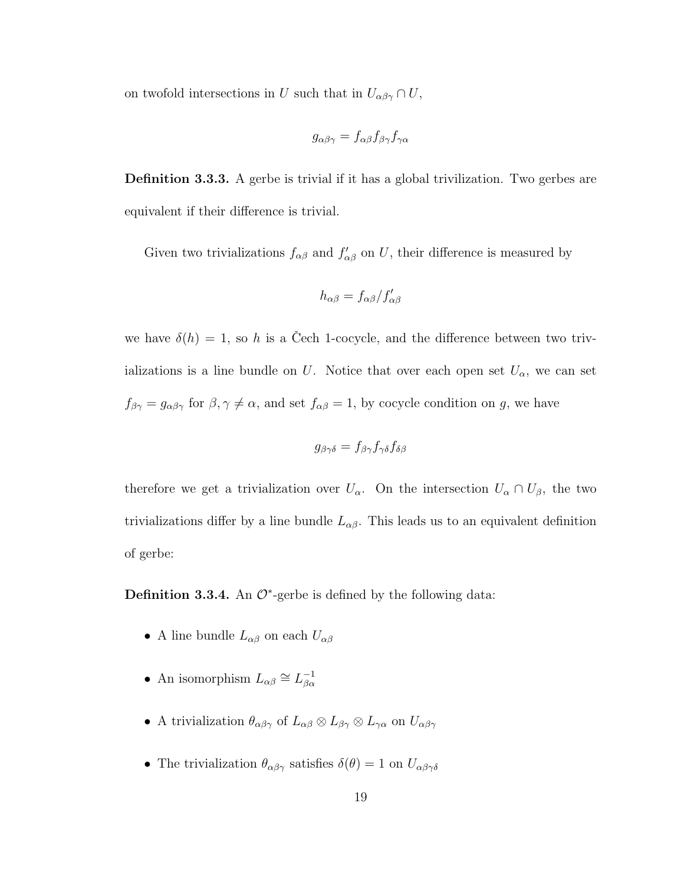on twofold intersections in $U$ such that in $U_{\alpha\beta\gamma} \cap U$,

$$g_{\alpha\beta\gamma} = f_{\alpha\beta} f_{\beta\gamma} f_{\gamma\alpha}$$

**Definition 3.3.3.** A gerbe is trivial if it has a global trivilization. Two gerbes are equivalent if their difference is trivial.

Given two trivializations $f_{\alpha\beta}$ and $f'_{\alpha\beta}$ on $U$, their difference is measured by

$$h_{\alpha\beta} = f_{\alpha\beta} / f'_{\alpha\beta}$$

we have $\delta(h) = 1$, so $h$ is a Čech 1-cocycle, and the difference between two trivializations is a line bundle on $U$. Notice that over each open set $U_\alpha$, we can set $f_{\beta\gamma} = g_{\alpha\beta\gamma}$ for $\beta, \gamma \neq \alpha$, and set $f_{\alpha\beta} = 1$, by cocycle condition on $g$, we have

$$g_{\beta\gamma\delta} = f_{\beta\gamma} f_{\gamma\delta} f_{\delta\beta}$$

therefore we get a trivialization over $U_\alpha$. On the intersection $U_\alpha \cap U_\beta$, the two trivializations differ by a line bundle $L_{\alpha\beta}$. This leads us to an equivalent definition of gerbe:

**Definition 3.3.4.** An $\mathcal{O}^*$-gerbe is defined by the following data:

- A line bundle $L_{\alpha\beta}$ on each $U_{\alpha\beta}$
- An isomorphism $L_{\alpha\beta} \cong L^{-1}_{\beta\alpha}$
- A trivialization $\theta_{\alpha\beta\gamma}$ of $L_{\alpha\beta} \otimes L_{\beta\gamma} \otimes L_{\gamma\alpha}$ on $U_{\alpha\beta\gamma}$
- The trivialization $\theta_{\alpha\beta\gamma}$ satisfies $\delta(\theta) = 1$ on $U_{\alpha\beta\gamma\delta}$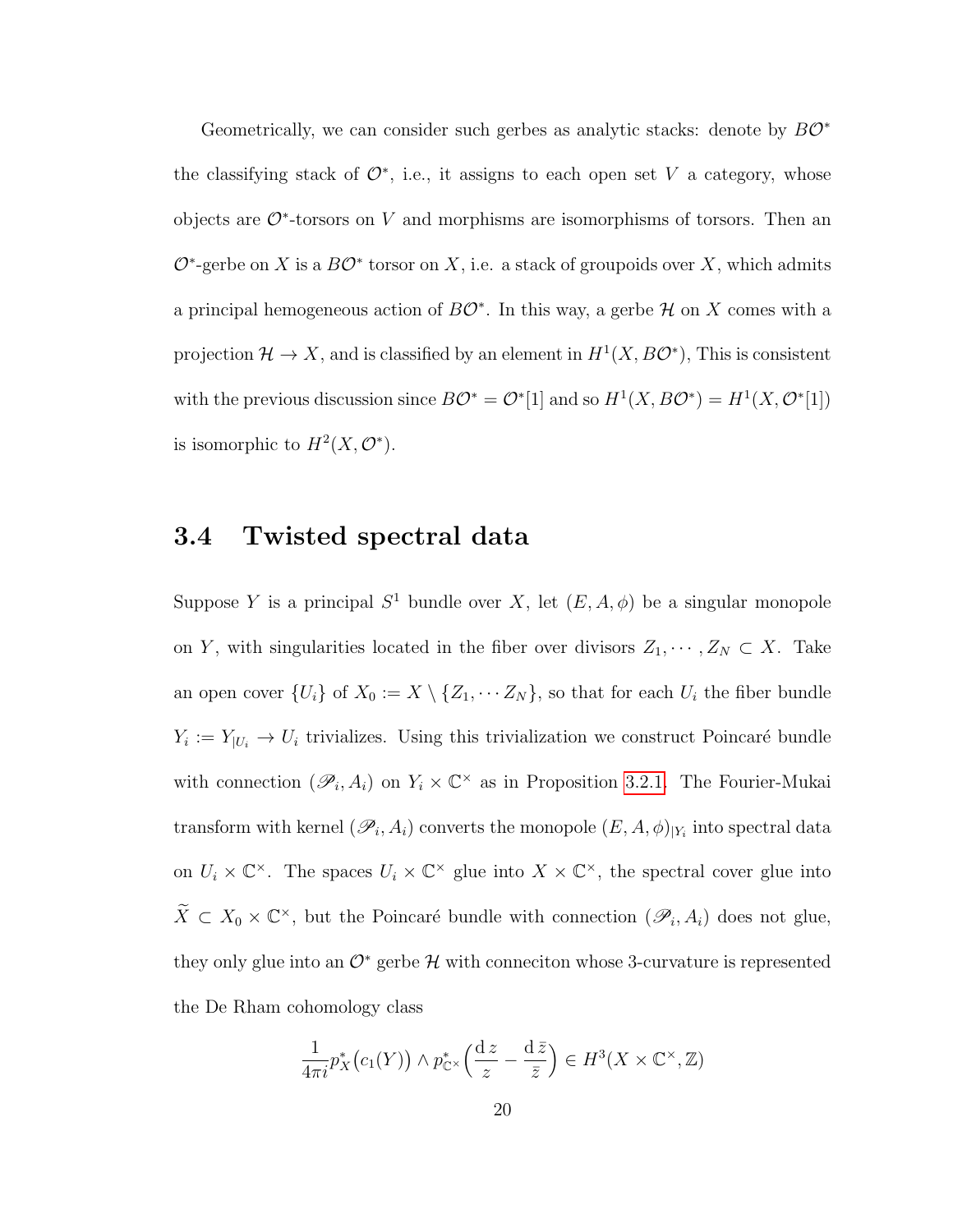Geometrically, we can consider such gerbes as analytic stacks: denote by $B\mathcal{O}^*$ the classifying stack of $\mathcal{O}^*$, i.e., it assigns to each open set $V$ a category, whose objects are $\mathcal{O}^*$-torsors on $V$ and morphisms are isomorphisms of torsors. Then an $\mathcal{O}^*$-gerbe on $X$ is a $B\mathcal{O}^*$ torsor on $X$, i.e. a stack of groupoids over $X$, which admits a principal hemogeneous action of $B\mathcal{O}^*$. In this way, a gerbe $\mathcal{H}$ on $X$ comes with a projection $\mathcal{H} \to X$, and is classified by an element in $H^1(X, B\mathcal{O}^*)$, This is consistent with the previous discussion since $B\mathcal{O}^* = \mathcal{O}^*[1]$ and so $H^1(X, B\mathcal{O}^*) = H^1(X, \mathcal{O}^*[1])$ is isomorphic to $H^2(X, \mathcal{O}^*)$.

## 3.4 Twisted spectral data

Suppose $Y$ is a principal $S^1$ bundle over $X$, let $(E, A, \phi)$ be a singular monopole on $Y$, with singularities located in the fiber over divisors $Z_1, \cdots, Z_N \subset X$. Take an open cover $\{U_i\}$ of $X_0 := X \setminus \{Z_1, \cdots Z_N\}$, so that for each $U_i$ the fiber bundle $Y_i := Y_{|U_i} \to U_i$ trivializes. Using this trivialization we construct Poincaré bundle with connection $(\mathscr{P}_i, A_i)$ on $Y_i \times \mathbb{C}^\times$ as in Proposition 3.2.1. The Fourier-Mukai transform with kernel $(\mathscr{P}_i, A_i)$ converts the monopole $(E, A, \phi)_{|Y_i}$ into spectral data on $U_i \times \mathbb{C}^\times$. The spaces $U_i \times \mathbb{C}^\times$ glue into $X \times \mathbb{C}^\times$, the spectral cover glue into $\widetilde{X} \subset X_0 \times \mathbb{C}^\times$, but the Poincaré bundle with connection $(\mathscr{P}_i, A_i)$ does not glue, they only glue into an $\mathcal{O}^*$ gerbe $\mathcal{H}$ with conneciton whose 3-curvature is represented the De Rham cohomology class

$$\frac{1}{4\pi i} p_X^*\big(c_1(Y)\big) \wedge p_{\mathbb{C}^\times}^*\Big(\frac{\mathrm{d}\, z}{z} - \frac{\mathrm{d}\, \bar{z}}{\bar{z}}\Big) \in H^3(X \times \mathbb{C}^\times, \mathbb{Z})$$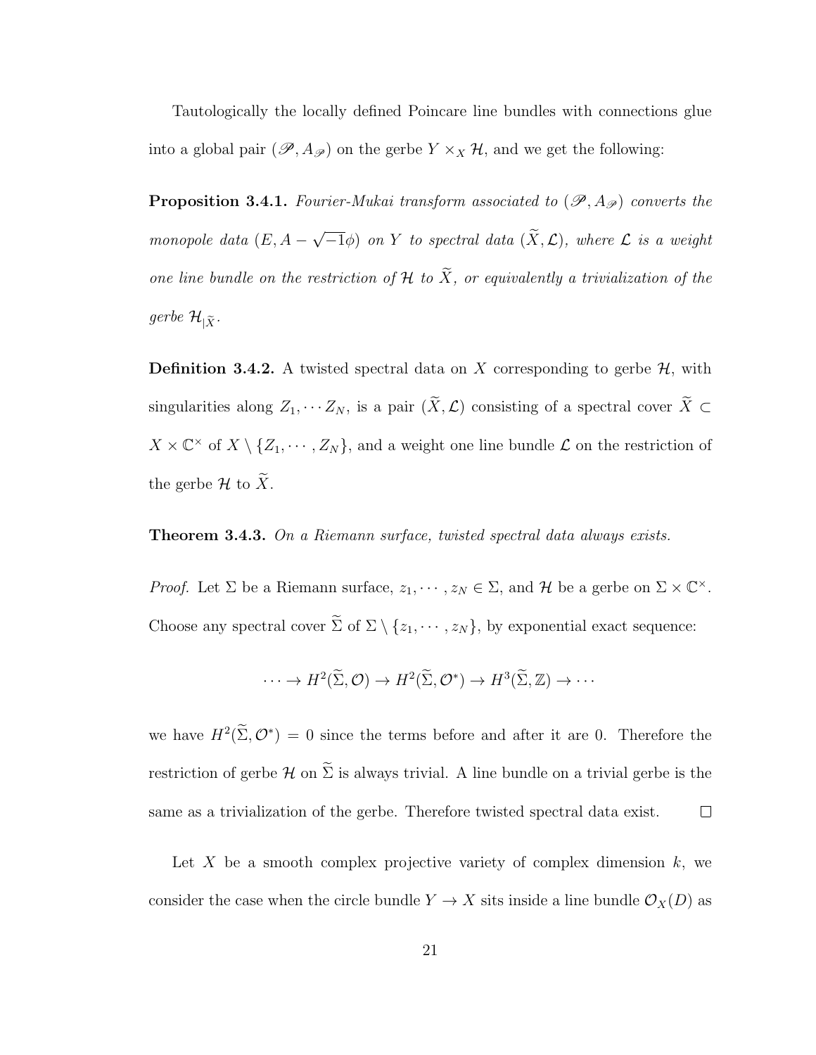Tautologically the locally defined Poincare line bundles with connections glue into a global pair $(\mathscr{P}, A_{\mathscr{P}})$ on the gerbe $Y \times_X \mathcal{H}$, and we get the following:

**Proposition 3.4.1.** *Fourier-Mukai transform associated to $(\mathscr{P}, A_{\mathscr{P}})$ converts the monopole data $(E, A - \sqrt{-1}\phi)$ on $Y$ to spectral data $(\widetilde{X}, \mathcal{L})$, where $\mathcal{L}$ is a weight one line bundle on the restriction of $\mathcal{H}$ to $\widetilde{X}$, or equivalently a trivialization of the gerbe $\mathcal{H}_{|\widetilde{X}}$.*

**Definition 3.4.2.** A twisted spectral data on $X$ corresponding to gerbe $\mathcal{H}$, with singularities along $Z_1, \cdots Z_N$, is a pair $(\widetilde{X}, \mathcal{L})$ consisting of a spectral cover $\widetilde{X} \subset X \times \mathbb{C}^\times$ of $X \setminus \{Z_1, \cdots, Z_N\}$, and a weight one line bundle $\mathcal{L}$ on the restriction of the gerbe $\mathcal{H}$ to $\widetilde{X}$.

**Theorem 3.4.3.** *On a Riemann surface, twisted spectral data always exists.*

*Proof.* Let $\Sigma$ be a Riemann surface, $z_1, \cdots, z_N \in \Sigma$, and $\mathcal{H}$ be a gerbe on $\Sigma \times \mathbb{C}^\times$. Choose any spectral cover $\widetilde{\Sigma}$ of $\Sigma \setminus \{z_1, \cdots, z_N\}$, by exponential exact sequence:

$$\cdots \to H^2(\widetilde{\Sigma}, \mathcal{O}) \to H^2(\widetilde{\Sigma}, \mathcal{O}^*) \to H^3(\widetilde{\Sigma}, \mathbb{Z}) \to \cdots$$

we have $H^2(\widetilde{\Sigma}, \mathcal{O}^*) = 0$ since the terms before and after it are 0. Therefore the restriction of gerbe $\mathcal{H}$ on $\widetilde{\Sigma}$ is always trivial. A line bundle on a trivial gerbe is the same as a trivialization of the gerbe. Therefore twisted spectral data exist. $\square$

Let $X$ be a smooth complex projective variety of complex dimension $k$, we consider the case when the circle bundle $Y \to X$ sits inside a line bundle $\mathcal{O}_X(D)$ as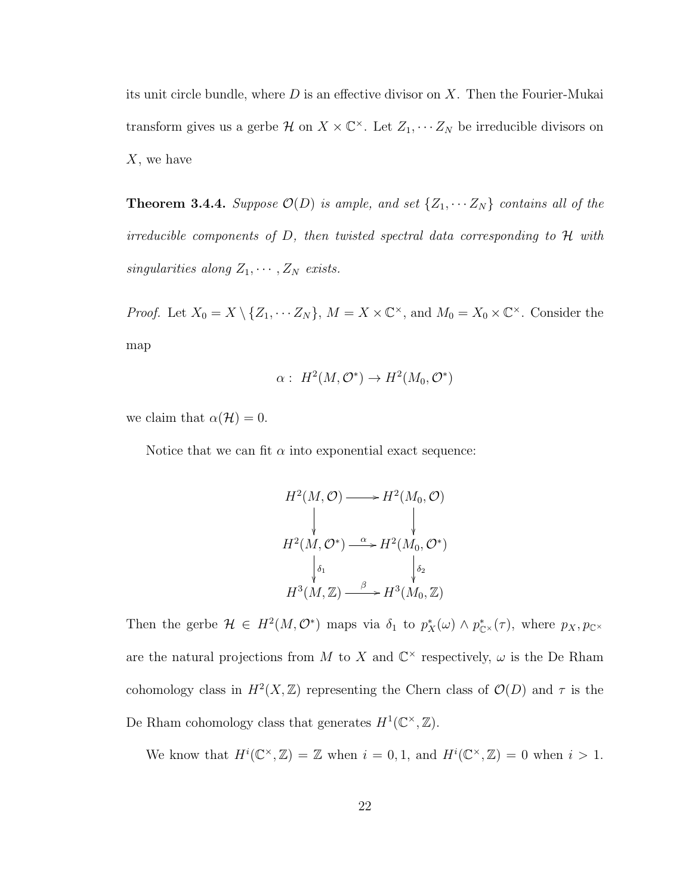its unit circle bundle, where $D$ is an effective divisor on $X$. Then the Fourier-Mukai transform gives us a gerbe $\mathcal{H}$ on $X \times \mathbb{C}^\times$. Let $Z_1, \cdots Z_N$ be irreducible divisors on $X$, we have

**Theorem 3.4.4.** *Suppose $\mathcal{O}(D)$ is ample, and set $\{Z_1, \cdots Z_N\}$ contains all of the irreducible components of $D$, then twisted spectral data corresponding to $\mathcal{H}$ with singularities along $Z_1, \cdots, Z_N$ exists.*

*Proof.* Let $X_0 = X \setminus \{Z_1, \cdots Z_N\}$, $M = X \times \mathbb{C}^\times$, and $M_0 = X_0 \times \mathbb{C}^\times$. Consider the map

$$\alpha : \; H^2(M, \mathcal{O}^*) \to H^2(M_0, \mathcal{O}^*)$$

we claim that $\alpha(\mathcal{H}) = 0$.

Notice that we can fit $\alpha$ into exponential exact sequence:

$$\begin{array}{ccc}
H^2(M, \mathcal{O}) & \longrightarrow & H^2(M_0, \mathcal{O}) \\
\downarrow & & \downarrow \\
H^2(M, \mathcal{O}^*) & \xrightarrow{\alpha} & H^2(M_0, \mathcal{O}^*) \\
\downarrow{\scriptstyle \delta_1} & & \downarrow{\scriptstyle \delta_2} \\
H^3(M, \mathbb{Z}) & \xrightarrow{\beta} & H^3(M_0, \mathbb{Z})
\end{array}$$

Then the gerbe $\mathcal{H} \in H^2(M, \mathcal{O}^*)$ maps via $\delta_1$ to $p_X^*(\omega) \wedge p_{\mathbb{C}^\times}^*(\tau)$, where $p_X, p_{\mathbb{C}^\times}$ are the natural projections from $M$ to $X$ and $\mathbb{C}^\times$ respectively, $\omega$ is the De Rham cohomology class in $H^2(X, \mathbb{Z})$ representing the Chern class of $\mathcal{O}(D)$ and $\tau$ is the De Rham cohomology class that generates $H^1(\mathbb{C}^\times, \mathbb{Z})$.

We know that $H^i(\mathbb{C}^\times, \mathbb{Z}) = \mathbb{Z}$ when $i = 0, 1$, and $H^i(\mathbb{C}^\times, \mathbb{Z}) = 0$ when $i > 1$.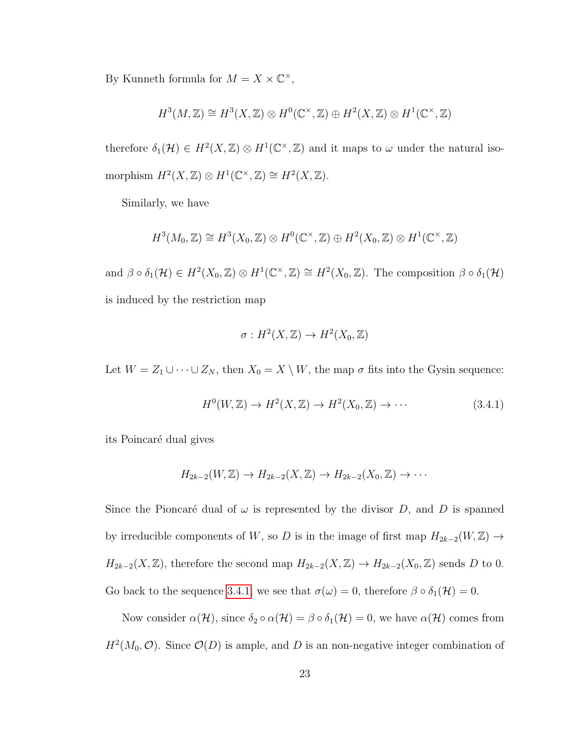By Kunneth formula for $M = X \times \mathbb{C}^\times$,

$$H^3(M, \mathbb{Z}) \cong H^3(X, \mathbb{Z}) \otimes H^0(\mathbb{C}^\times, \mathbb{Z}) \oplus H^2(X, \mathbb{Z}) \otimes H^1(\mathbb{C}^\times, \mathbb{Z})$$

therefore $\delta_1(\mathcal{H}) \in H^2(X, \mathbb{Z}) \otimes H^1(\mathbb{C}^\times, \mathbb{Z})$ and it maps to $\omega$ under the natural isomorphism $H^2(X, \mathbb{Z}) \otimes H^1(\mathbb{C}^\times, \mathbb{Z}) \cong H^2(X, \mathbb{Z})$.

Similarly, we have

$$H^3(M_0, \mathbb{Z}) \cong H^3(X_0, \mathbb{Z}) \otimes H^0(\mathbb{C}^\times, \mathbb{Z}) \oplus H^2(X_0, \mathbb{Z}) \otimes H^1(\mathbb{C}^\times, \mathbb{Z})$$

and $\beta \circ \delta_1(\mathcal{H}) \in H^2(X_0, \mathbb{Z}) \otimes H^1(\mathbb{C}^\times, \mathbb{Z}) \cong H^2(X_0, \mathbb{Z})$. The composition $\beta \circ \delta_1(\mathcal{H})$ is induced by the restriction map

$$\sigma : H^2(X, \mathbb{Z}) \to H^2(X_0, \mathbb{Z})$$

Let $W = Z_1 \cup \cdots \cup Z_N$, then $X_0 = X \setminus W$, the map $\sigma$ fits into the Gysin sequence:

$$H^0(W, \mathbb{Z}) \to H^2(X, \mathbb{Z}) \to H^2(X_0, \mathbb{Z}) \to \cdots \tag{3.4.1}$$

its Poincaré dual gives

$$H_{2k-2}(W, \mathbb{Z}) \to H_{2k-2}(X, \mathbb{Z}) \to H_{2k-2}(X_0, \mathbb{Z}) \to \cdots$$

Since the Pioncaré dual of $\omega$ is represented by the divisor $D$, and $D$ is spanned by irreducible components of $W$, so $D$ is in the image of first map $H_{2k-2}(W, \mathbb{Z}) \to H_{2k-2}(X, \mathbb{Z})$, therefore the second map $H_{2k-2}(X, \mathbb{Z}) \to H_{2k-2}(X_0, \mathbb{Z})$ sends $D$ to 0. Go back to the sequence 3.4.1, we see that $\sigma(\omega) = 0$, therefore $\beta \circ \delta_1(\mathcal{H}) = 0$.

Now consider $\alpha(\mathcal{H})$, since $\delta_2 \circ \alpha(\mathcal{H}) = \beta \circ \delta_1(\mathcal{H}) = 0$, we have $\alpha(\mathcal{H})$ comes from $H^2(M_0, \mathcal{O})$. Since $\mathcal{O}(D)$ is ample, and $D$ is an non-negative integer combination of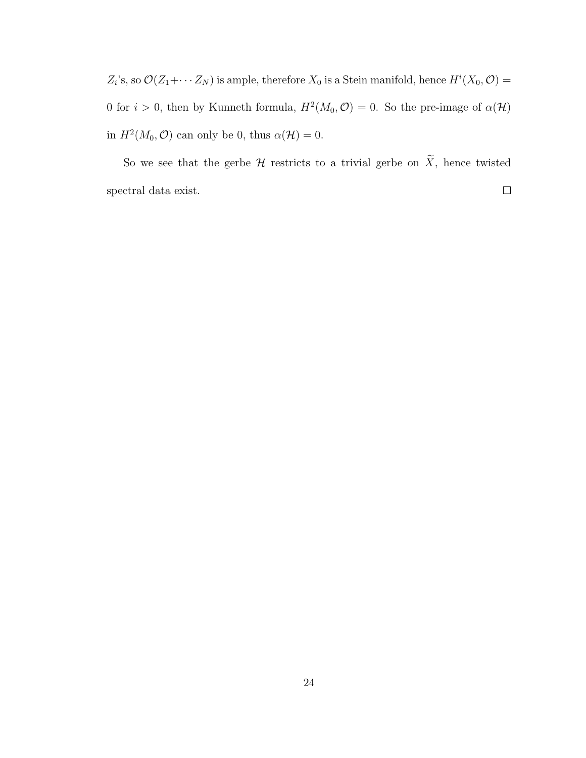$Z_i$'s, so $\mathcal{O}(Z_1 + \cdots Z_N)$ is ample, therefore $X_0$ is a Stein manifold, hence $H^i(X_0, \mathcal{O}) = 0$ for $i > 0$, then by Kunneth formula, $H^2(M_0, \mathcal{O}) = 0$. So the pre-image of $\alpha(\mathcal{H})$ in $H^2(M_0, \mathcal{O})$ can only be 0, thus $\alpha(\mathcal{H}) = 0$.

So we see that the gerbe $\mathcal{H}$ restricts to a trivial gerbe on $\widetilde{X}$, hence twisted spectral data exist. $\square$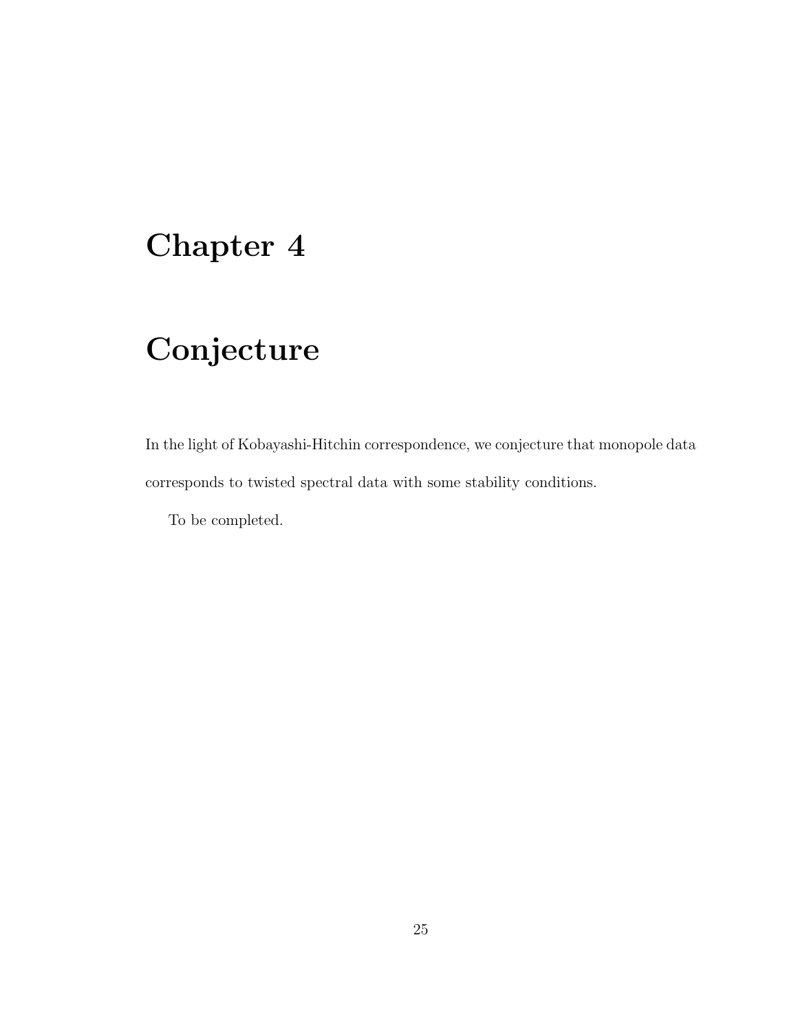# Chapter 4

# Conjecture

In the light of Kobayashi-Hitchin correspondence, we conjecture that monopole data corresponds to twisted spectral data with some stability conditions.

To be completed.